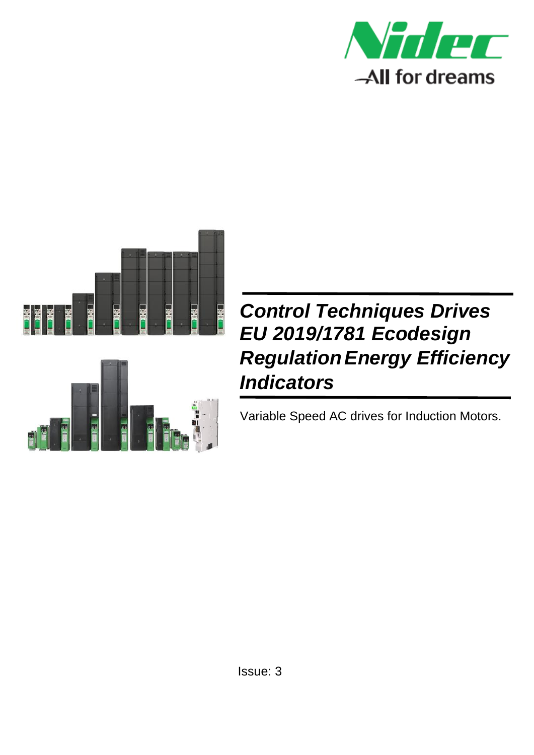# *Control Techniques Drives EU 2019/1781 Ecodesign Regulation Energy Efficiency Indicators*

Variable Speed AC drives for Induction Motors.

Issue: 3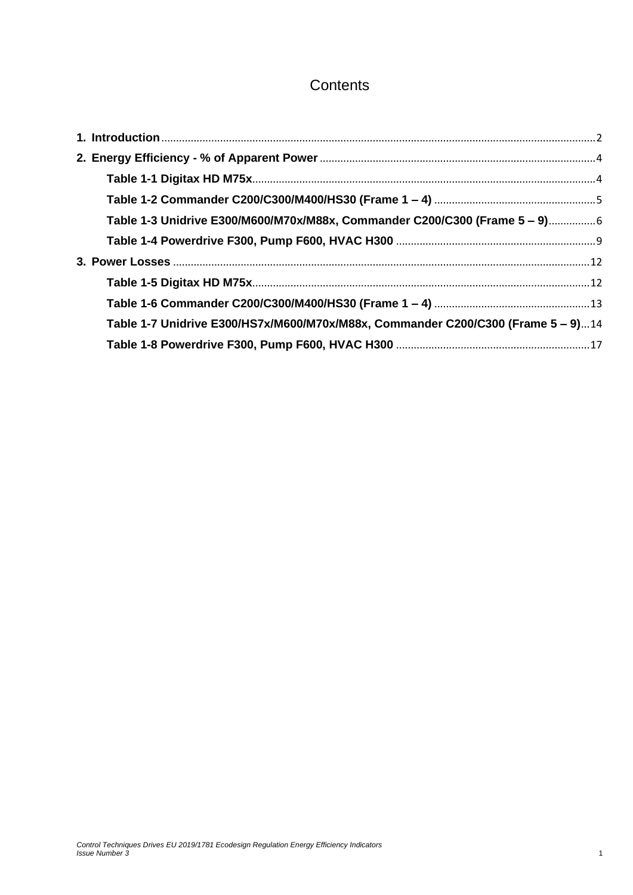# Contents

**1. Introduction** .......... 2

**2. Energy Efficiency - % of Apparent Power** .......... 4

- **Table 1-1 Digitax HD M75x** .......... 4
- **Table 1-2 Commander C200/C300/M400/HS30 (Frame 1 – 4)** .......... 5
- **Table 1-3 Unidrive E300/M600/M70x/M88x, Commander C200/C300 (Frame 5 – 9)** .......... 6
- **Table 1-4 Powerdrive F300, Pump F600, HVAC H300** .......... 9

**3. Power Losses** .......... 12

- **Table 1-5 Digitax HD M75x** .......... 12
- **Table 1-6 Commander C200/C300/M400/HS30 (Frame 1 – 4)** .......... 13
- **Table 1-7 Unidrive E300/HS7x/M600/M70x/M88x, Commander C200/C300 (Frame 5 – 9)** .......... 14
- **Table 1-8 Powerdrive F300, Pump F600, HVAC H300** .......... 17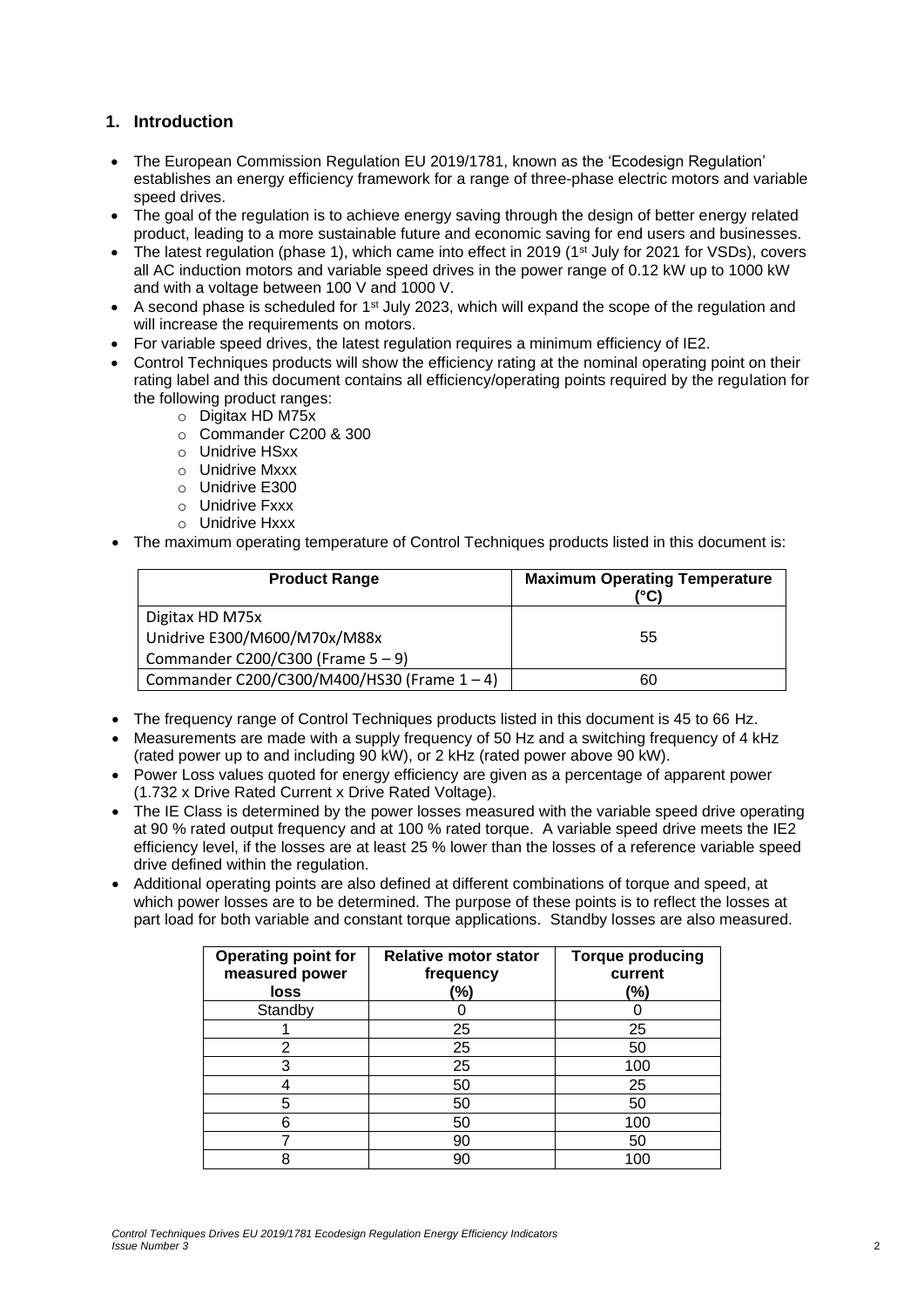## 1. Introduction

- The European Commission Regulation EU 2019/1781, known as the 'Ecodesign Regulation' establishes an energy efficiency framework for a range of three-phase electric motors and variable speed drives.
- The goal of the regulation is to achieve energy saving through the design of better energy related product, leading to a more sustainable future and economic saving for end users and businesses.
- The latest regulation (phase 1), which came into effect in 2019 (1st July for 2021 for VSDs), covers all AC induction motors and variable speed drives in the power range of 0.12 kW up to 1000 kW and with a voltage between 100 V and 1000 V.
- A second phase is scheduled for 1st July 2023, which will expand the scope of the regulation and will increase the requirements on motors.
- For variable speed drives, the latest regulation requires a minimum efficiency of IE2.
- Control Techniques products will show the efficiency rating at the nominal operating point on their rating label and this document contains all efficiency/operating points required by the regulation for the following product ranges:
  - Digitax HD M75x
  - Commander C200 & 300
  - Unidrive HSxx
  - Unidrive Mxxx
  - Unidrive E300
  - Unidrive Fxxx
  - Unidrive Hxxx
- The maximum operating temperature of Control Techniques products listed in this document is:

| Product Range | Maximum Operating Temperature (°C) |
|---|---|
| Digitax HD M75x<br>Unidrive E300/M600/M70x/M88x<br>Commander C200/C300 (Frame 5 – 9) | 55 |
| Commander C200/C300/M400/HS30 (Frame 1 – 4) | 60 |

- The frequency range of Control Techniques products listed in this document is 45 to 66 Hz.
- Measurements are made with a supply frequency of 50 Hz and a switching frequency of 4 kHz (rated power up to and including 90 kW), or 2 kHz (rated power above 90 kW).
- Power Loss values quoted for energy efficiency are given as a percentage of apparent power (1.732 x Drive Rated Current x Drive Rated Voltage).
- The IE Class is determined by the power losses measured with the variable speed drive operating at 90 % rated output frequency and at 100 % rated torque. A variable speed drive meets the IE2 efficiency level, if the losses are at least 25 % lower than the losses of a reference variable speed drive defined within the regulation.
- Additional operating points are also defined at different combinations of torque and speed, at which power losses are to be determined. The purpose of these points is to reflect the losses at part load for both variable and constant torque applications. Standby losses are also measured.

| Operating point for measured power loss | Relative motor stator frequency (%) | Torque producing current (%) |
|---|---|---|
| Standby | 0 | 0 |
| 1 | 25 | 25 |
| 2 | 25 | 50 |
| 3 | 25 | 100 |
| 4 | 50 | 25 |
| 5 | 50 | 50 |
| 6 | 50 | 100 |
| 7 | 90 | 50 |
| 8 | 90 | 100 |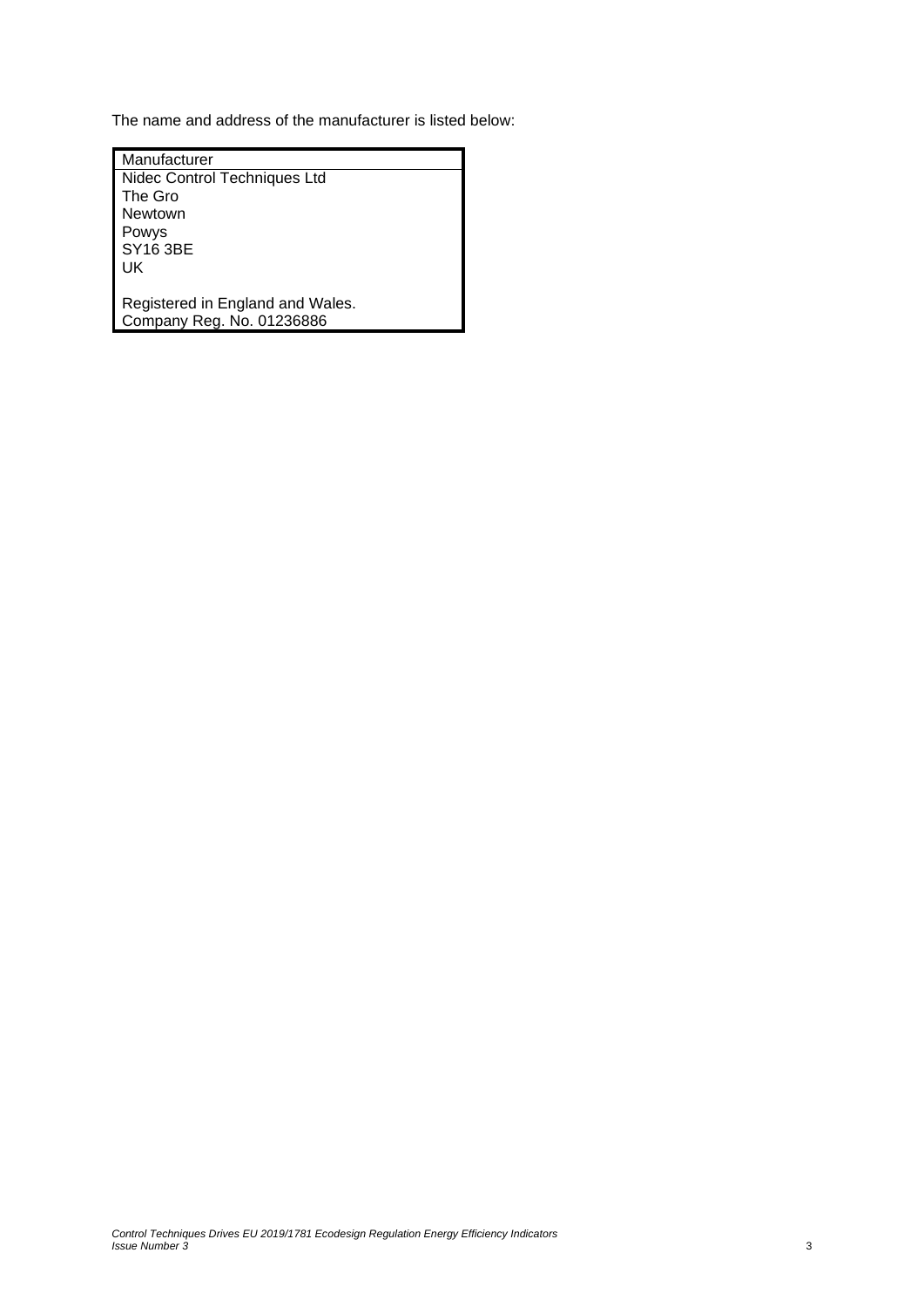The name and address of the manufacturer is listed below:

| Manufacturer |
| --- |
| Nidec Control Techniques Ltd<br>The Gro<br>Newtown<br>Powys<br>SY16 3BE<br>UK<br><br>Registered in England and Wales.<br>Company Reg. No. 01236886 |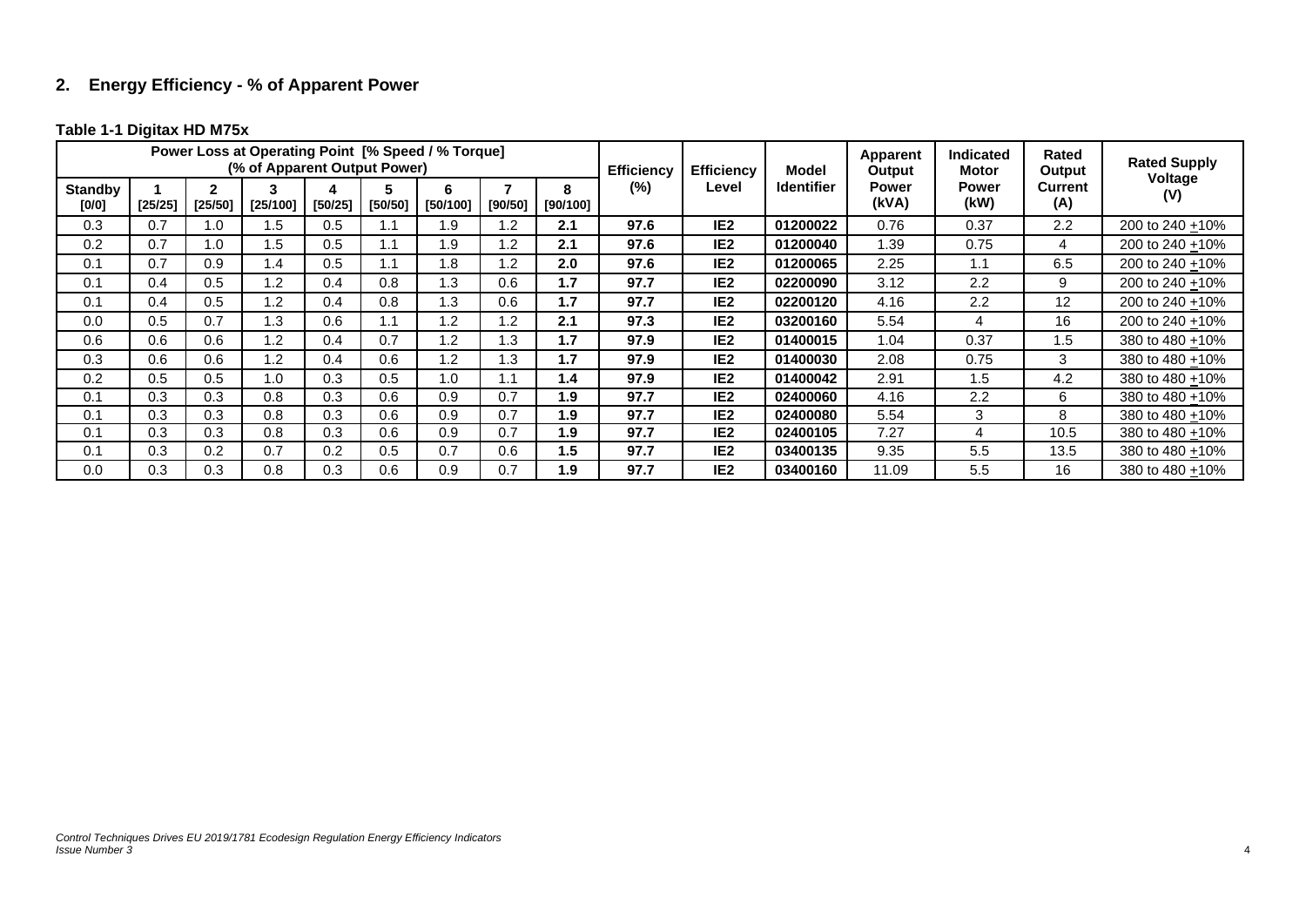## 2. Energy Efficiency - % of Apparent Power

**Table 1-1 Digitax HD M75x**

| Power Loss at Operating Point [% Speed / % Torque] (% of Apparent Output Power) | | | | | | | | | Efficiency (%) | Efficiency Level | Model Identifier | Apparent Output Power (kVA) | Indicated Motor Power (kW) | Rated Output Current (A) | Rated Supply Voltage (V) |
|---|---|---|---|---|---|---|---|---|---|---|---|---|---|---|---|
| **Standby [0/0]** | **1 [25/25]** | **2 [25/50]** | **3 [25/100]** | **4 [50/25]** | **5 [50/50]** | **6 [50/100]** | **7 [90/50]** | **8 [90/100]** | | | | | | | |
| 0.3 | 0.7 | 1.0 | 1.5 | 0.5 | 1.1 | 1.9 | 1.2 | **2.1** | **97.6** | **IE2** | **01200022** | 0.76 | 0.37 | 2.2 | 200 to 240 ±10% |
| 0.2 | 0.7 | 1.0 | 1.5 | 0.5 | 1.1 | 1.9 | 1.2 | **2.1** | **97.6** | **IE2** | **01200040** | 1.39 | 0.75 | 4 | 200 to 240 ±10% |
| 0.1 | 0.7 | 0.9 | 1.4 | 0.5 | 1.1 | 1.8 | 1.2 | **2.0** | **97.6** | **IE2** | **01200065** | 2.25 | 1.1 | 6.5 | 200 to 240 ±10% |
| 0.1 | 0.4 | 0.5 | 1.2 | 0.4 | 0.8 | 1.3 | 0.6 | **1.7** | **97.7** | **IE2** | **02200090** | 3.12 | 2.2 | 9 | 200 to 240 ±10% |
| 0.1 | 0.4 | 0.5 | 1.2 | 0.4 | 0.8 | 1.3 | 0.6 | **1.7** | **97.7** | **IE2** | **02200120** | 4.16 | 2.2 | 12 | 200 to 240 ±10% |
| 0.0 | 0.5 | 0.7 | 1.3 | 0.6 | 1.1 | 1.2 | 1.2 | **2.1** | **97.3** | **IE2** | **03200160** | 5.54 | 4 | 16 | 200 to 240 ±10% |
| 0.6 | 0.6 | 0.6 | 1.2 | 0.4 | 0.7 | 1.2 | 1.3 | **1.7** | **97.9** | **IE2** | **01400015** | 1.04 | 0.37 | 1.5 | 380 to 480 ±10% |
| 0.3 | 0.6 | 0.6 | 1.2 | 0.4 | 0.6 | 1.2 | 1.3 | **1.7** | **97.9** | **IE2** | **01400030** | 2.08 | 0.75 | 3 | 380 to 480 ±10% |
| 0.2 | 0.5 | 0.5 | 1.0 | 0.3 | 0.5 | 1.0 | 1.1 | **1.4** | **97.9** | **IE2** | **01400042** | 2.91 | 1.5 | 4.2 | 380 to 480 ±10% |
| 0.1 | 0.3 | 0.3 | 0.8 | 0.3 | 0.6 | 0.9 | 0.7 | **1.9** | **97.7** | **IE2** | **02400060** | 4.16 | 2.2 | 6 | 380 to 480 ±10% |
| 0.1 | 0.3 | 0.3 | 0.8 | 0.3 | 0.6 | 0.9 | 0.7 | **1.9** | **97.7** | **IE2** | **02400080** | 5.54 | 3 | 8 | 380 to 480 ±10% |
| 0.1 | 0.3 | 0.3 | 0.8 | 0.3 | 0.6 | 0.9 | 0.7 | **1.9** | **97.7** | **IE2** | **02400105** | 7.27 | 4 | 10.5 | 380 to 480 ±10% |
| 0.1 | 0.3 | 0.2 | 0.7 | 0.2 | 0.5 | 0.7 | 0.6 | **1.5** | **97.7** | **IE2** | **03400135** | 9.35 | 5.5 | 13.5 | 380 to 480 ±10% |
| 0.0 | 0.3 | 0.3 | 0.8 | 0.3 | 0.6 | 0.9 | 0.7 | **1.9** | **97.7** | **IE2** | **03400160** | 11.09 | 5.5 | 16 | 380 to 480 ±10% |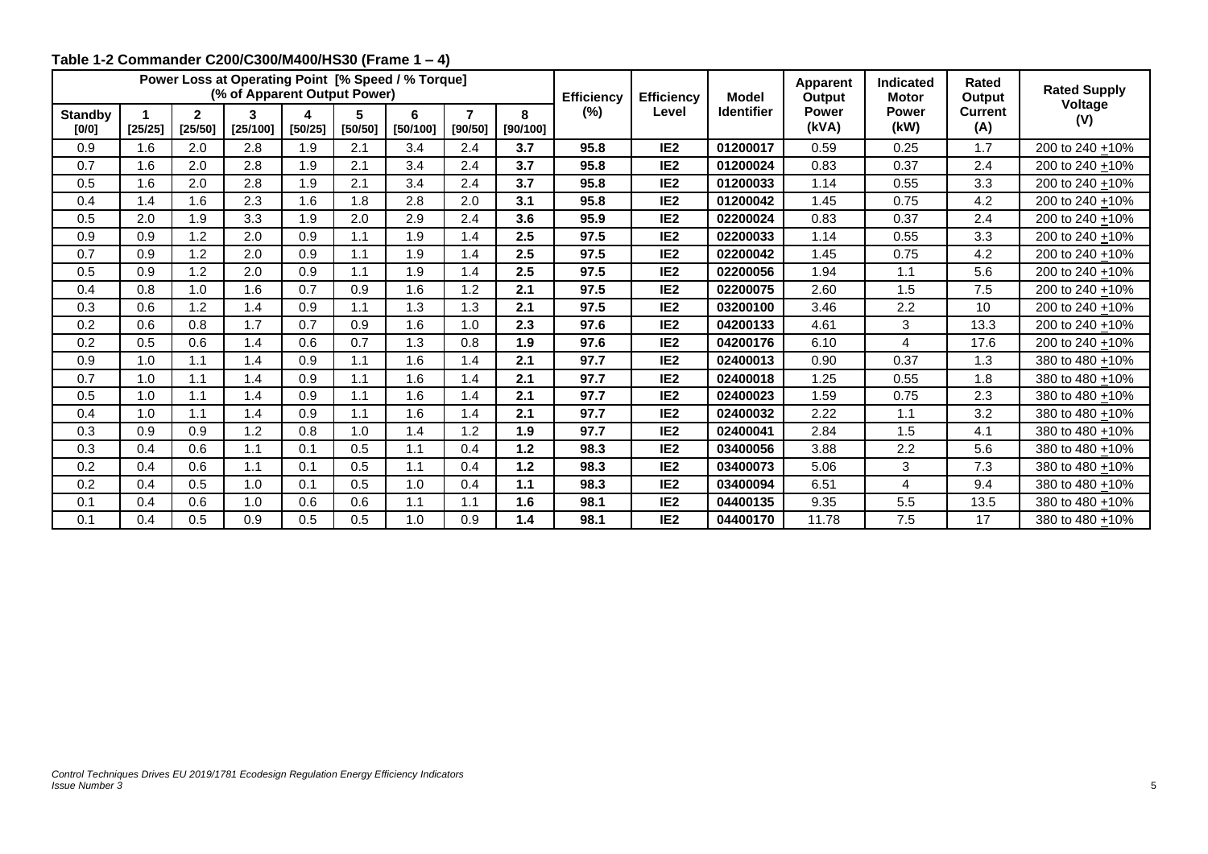**Table 1-2 Commander C200/C300/M400/HS30 (Frame 1 – 4)**

| Power Loss at Operating Point [% Speed / % Torque] (% of Apparent Output Power) | | | | | | | | | Efficiency (%) | Efficiency Level | Model Identifier | Apparent Output Power (kVA) | Indicated Motor Power (kW) | Rated Output Current (A) | Rated Supply Voltage (V) |
|---|---|---|---|---|---|---|---|---|---|---|---|---|---|---|---|
| Standby [0/0] | 1 [25/25] | 2 [25/50] | 3 [25/100] | 4 [50/25] | 5 [50/50] | 6 [50/100] | 7 [90/50] | 8 [90/100] | | | | | | | |
| 0.9 | 1.6 | 2.0 | 2.8 | 1.9 | 2.1 | 3.4 | 2.4 | **3.7** | **95.8** | **IE2** | **01200017** | 0.59 | 0.25 | 1.7 | 200 to 240 ±10% |
| 0.7 | 1.6 | 2.0 | 2.8 | 1.9 | 2.1 | 3.4 | 2.4 | **3.7** | **95.8** | **IE2** | **01200024** | 0.83 | 0.37 | 2.4 | 200 to 240 ±10% |
| 0.5 | 1.6 | 2.0 | 2.8 | 1.9 | 2.1 | 3.4 | 2.4 | **3.7** | **95.8** | **IE2** | **01200033** | 1.14 | 0.55 | 3.3 | 200 to 240 ±10% |
| 0.4 | 1.4 | 1.6 | 2.3 | 1.6 | 1.8 | 2.8 | 2.0 | **3.1** | **95.8** | **IE2** | **01200042** | 1.45 | 0.75 | 4.2 | 200 to 240 ±10% |
| 0.5 | 2.0 | 1.9 | 3.3 | 1.9 | 2.0 | 2.9 | 2.4 | **3.6** | **95.9** | **IE2** | **02200024** | 0.83 | 0.37 | 2.4 | 200 to 240 ±10% |
| 0.9 | 0.9 | 1.2 | 2.0 | 0.9 | 1.1 | 1.9 | 1.4 | **2.5** | **97.5** | **IE2** | **02200033** | 1.14 | 0.55 | 3.3 | 200 to 240 ±10% |
| 0.7 | 0.9 | 1.2 | 2.0 | 0.9 | 1.1 | 1.9 | 1.4 | **2.5** | **97.5** | **IE2** | **02200042** | 1.45 | 0.75 | 4.2 | 200 to 240 ±10% |
| 0.5 | 0.9 | 1.2 | 2.0 | 0.9 | 1.1 | 1.9 | 1.4 | **2.5** | **97.5** | **IE2** | **02200056** | 1.94 | 1.1 | 5.6 | 200 to 240 ±10% |
| 0.4 | 0.8 | 1.0 | 1.6 | 0.7 | 0.9 | 1.6 | 1.2 | **2.1** | **97.5** | **IE2** | **02200075** | 2.60 | 1.5 | 7.5 | 200 to 240 ±10% |
| 0.3 | 0.6 | 1.2 | 1.4 | 0.9 | 1.1 | 1.3 | 1.3 | **2.1** | **97.5** | **IE2** | **03200100** | 3.46 | 2.2 | 10 | 200 to 240 ±10% |
| 0.2 | 0.6 | 0.8 | 1.7 | 0.7 | 0.9 | 1.6 | 1.0 | **2.3** | **97.6** | **IE2** | **04200133** | 4.61 | 3 | 13.3 | 200 to 240 ±10% |
| 0.2 | 0.5 | 0.6 | 1.4 | 0.6 | 0.7 | 1.3 | 0.8 | **1.9** | **97.6** | **IE2** | **04200176** | 6.10 | 4 | 17.6 | 200 to 240 ±10% |
| 0.9 | 1.0 | 1.1 | 1.4 | 0.9 | 1.1 | 1.6 | 1.4 | **2.1** | **97.7** | **IE2** | **02400013** | 0.90 | 0.37 | 1.3 | 380 to 480 ±10% |
| 0.7 | 1.0 | 1.1 | 1.4 | 0.9 | 1.1 | 1.6 | 1.4 | **2.1** | **97.7** | **IE2** | **02400018** | 1.25 | 0.55 | 1.8 | 380 to 480 ±10% |
| 0.5 | 1.0 | 1.1 | 1.4 | 0.9 | 1.1 | 1.6 | 1.4 | **2.1** | **97.7** | **IE2** | **02400023** | 1.59 | 0.75 | 2.3 | 380 to 480 ±10% |
| 0.4 | 1.0 | 1.1 | 1.4 | 0.9 | 1.1 | 1.6 | 1.4 | **2.1** | **97.7** | **IE2** | **02400032** | 2.22 | 1.1 | 3.2 | 380 to 480 ±10% |
| 0.3 | 0.9 | 0.9 | 1.2 | 0.8 | 1.0 | 1.4 | 1.2 | **1.9** | **97.7** | **IE2** | **02400041** | 2.84 | 1.5 | 4.1 | 380 to 480 ±10% |
| 0.3 | 0.4 | 0.6 | 1.1 | 0.1 | 0.5 | 1.1 | 0.4 | **1.2** | **98.3** | **IE2** | **03400056** | 3.88 | 2.2 | 5.6 | 380 to 480 ±10% |
| 0.2 | 0.4 | 0.6 | 1.1 | 0.1 | 0.5 | 1.1 | 0.4 | **1.2** | **98.3** | **IE2** | **03400073** | 5.06 | 3 | 7.3 | 380 to 480 ±10% |
| 0.2 | 0.4 | 0.5 | 1.0 | 0.1 | 0.5 | 1.0 | 0.4 | **1.1** | **98.3** | **IE2** | **03400094** | 6.51 | 4 | 9.4 | 380 to 480 ±10% |
| 0.1 | 0.4 | 0.6 | 1.0 | 0.6 | 0.6 | 1.1 | 1.1 | **1.6** | **98.1** | **IE2** | **04400135** | 9.35 | 5.5 | 13.5 | 380 to 480 ±10% |
| 0.1 | 0.4 | 0.5 | 0.9 | 0.5 | 0.5 | 1.0 | 0.9 | **1.4** | **98.1** | **IE2** | **04400170** | 11.78 | 7.5 | 17 | 380 to 480 ±10% |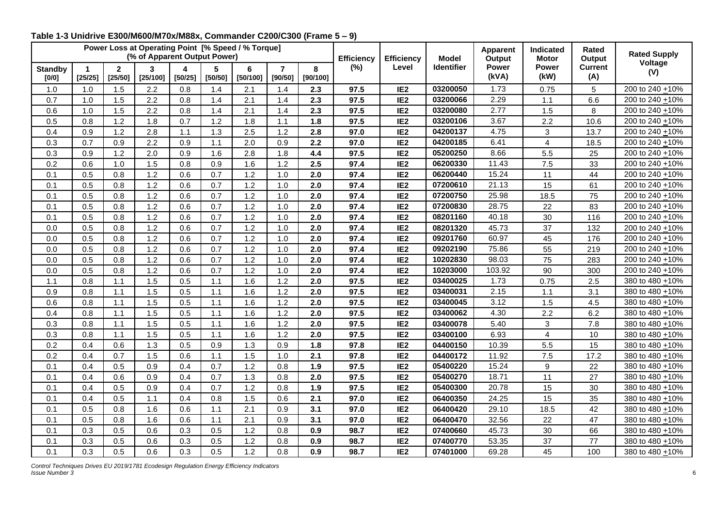**Table 1-3 Unidrive E300/M600/M70x/M88x, Commander C200/C300 (Frame 5 – 9)**

| Power Loss at Operating Point [% Speed / % Torque] (% of Apparent Output Power) | | | | | | | | | Efficiency (%) | Efficiency Level | Model Identifier | Apparent Output Power (kVA) | Indicated Motor Power (kW) | Rated Output Current (A) | Rated Supply Voltage (V) |
|---|---|---|---|---|---|---|---|---|---|---|---|---|---|---|---|
| Standby [0/0] | 1 [25/25] | 2 [25/50] | 3 [25/100] | 4 [50/25] | 5 [50/50] | 6 [50/100] | 7 [90/50] | 8 [90/100] | | | | | | | |
| 1.0 | 1.0 | 1.5 | 2.2 | 0.8 | 1.4 | 2.1 | 1.4 | **2.3** | **97.5** | **IE2** | **03200050** | 1.73 | 0.75 | 5 | 200 to 240 ±10% |
| 0.7 | 1.0 | 1.5 | 2.2 | 0.8 | 1.4 | 2.1 | 1.4 | **2.3** | **97.5** | **IE2** | **03200066** | 2.29 | 1.1 | 6.6 | 200 to 240 ±10% |
| 0.6 | 1.0 | 1.5 | 2.2 | 0.8 | 1.4 | 2.1 | 1.4 | **2.3** | **97.5** | **IE2** | **03200080** | 2.77 | 1.5 | 8 | 200 to 240 ±10% |
| 0.5 | 0.8 | 1.2 | 1.8 | 0.7 | 1.2 | 1.8 | 1.1 | **1.8** | **97.5** | **IE2** | **03200106** | 3.67 | 2.2 | 10.6 | 200 to 240 ±10% |
| 0.4 | 0.9 | 1.2 | 2.8 | 1.1 | 1.3 | 2.5 | 1.2 | **2.8** | **97.0** | **IE2** | **04200137** | 4.75 | 3 | 13.7 | 200 to 240 ±10% |
| 0.3 | 0.7 | 0.9 | 2.2 | 0.9 | 1.1 | 2.0 | 0.9 | **2.2** | **97.0** | **IE2** | **04200185** | 6.41 | 4 | 18.5 | 200 to 240 ±10% |
| 0.3 | 0.9 | 1.2 | 2.0 | 0.9 | 1.6 | 2.8 | 1.8 | **4.4** | **97.5** | **IE2** | **05200250** | 8.66 | 5.5 | 25 | 200 to 240 ±10% |
| 0.2 | 0.6 | 1.0 | 1.5 | 0.8 | 0.9 | 1.6 | 1.2 | **2.5** | **97.4** | **IE2** | **06200330** | 11.43 | 7.5 | 33 | 200 to 240 ±10% |
| 0.1 | 0.5 | 0.8 | 1.2 | 0.6 | 0.7 | 1.2 | 1.0 | **2.0** | **97.4** | **IE2** | **06200440** | 15.24 | 11 | 44 | 200 to 240 ±10% |
| 0.1 | 0.5 | 0.8 | 1.2 | 0.6 | 0.7 | 1.2 | 1.0 | **2.0** | **97.4** | **IE2** | **07200610** | 21.13 | 15 | 61 | 200 to 240 ±10% |
| 0.1 | 0.5 | 0.8 | 1.2 | 0.6 | 0.7 | 1.2 | 1.0 | **2.0** | **97.4** | **IE2** | **07200750** | 25.98 | 18.5 | 75 | 200 to 240 ±10% |
| 0.1 | 0.5 | 0.8 | 1.2 | 0.6 | 0.7 | 1.2 | 1.0 | **2.0** | **97.4** | **IE2** | **07200830** | 28.75 | 22 | 83 | 200 to 240 ±10% |
| 0.1 | 0.5 | 0.8 | 1.2 | 0.6 | 0.7 | 1.2 | 1.0 | **2.0** | **97.4** | **IE2** | **08201160** | 40.18 | 30 | 116 | 200 to 240 ±10% |
| 0.0 | 0.5 | 0.8 | 1.2 | 0.6 | 0.7 | 1.2 | 1.0 | **2.0** | **97.4** | **IE2** | **08201320** | 45.73 | 37 | 132 | 200 to 240 ±10% |
| 0.0 | 0.5 | 0.8 | 1.2 | 0.6 | 0.7 | 1.2 | 1.0 | **2.0** | **97.4** | **IE2** | **09201760** | 60.97 | 45 | 176 | 200 to 240 ±10% |
| 0.0 | 0.5 | 0.8 | 1.2 | 0.6 | 0.7 | 1.2 | 1.0 | **2.0** | **97.4** | **IE2** | **09202190** | 75.86 | 55 | 219 | 200 to 240 ±10% |
| 0.0 | 0.5 | 0.8 | 1.2 | 0.6 | 0.7 | 1.2 | 1.0 | **2.0** | **97.4** | **IE2** | **10202830** | 98.03 | 75 | 283 | 200 to 240 ±10% |
| 0.0 | 0.5 | 0.8 | 1.2 | 0.6 | 0.7 | 1.2 | 1.0 | **2.0** | **97.4** | **IE2** | **10203000** | 103.92 | 90 | 300 | 200 to 240 ±10% |
| 1.1 | 0.8 | 1.1 | 1.5 | 0.5 | 1.1 | 1.6 | 1.2 | **2.0** | **97.5** | **IE2** | **03400025** | 1.73 | 0.75 | 2.5 | 380 to 480 ±10% |
| 0.9 | 0.8 | 1.1 | 1.5 | 0.5 | 1.1 | 1.6 | 1.2 | **2.0** | **97.5** | **IE2** | **03400031** | 2.15 | 1.1 | 3.1 | 380 to 480 ±10% |
| 0.6 | 0.8 | 1.1 | 1.5 | 0.5 | 1.1 | 1.6 | 1.2 | **2.0** | **97.5** | **IE2** | **03400045** | 3.12 | 1.5 | 4.5 | 380 to 480 ±10% |
| 0.4 | 0.8 | 1.1 | 1.5 | 0.5 | 1.1 | 1.6 | 1.2 | **2.0** | **97.5** | **IE2** | **03400062** | 4.30 | 2.2 | 6.2 | 380 to 480 ±10% |
| 0.3 | 0.8 | 1.1 | 1.5 | 0.5 | 1.1 | 1.6 | 1.2 | **2.0** | **97.5** | **IE2** | **03400078** | 5.40 | 3 | 7.8 | 380 to 480 ±10% |
| 0.3 | 0.8 | 1.1 | 1.5 | 0.5 | 1.1 | 1.6 | 1.2 | **2.0** | **97.5** | **IE2** | **03400100** | 6.93 | 4 | 10 | 380 to 480 ±10% |
| 0.2 | 0.4 | 0.6 | 1.3 | 0.5 | 0.9 | 1.3 | 0.9 | **1.8** | **97.8** | **IE2** | **04400150** | 10.39 | 5.5 | 15 | 380 to 480 ±10% |
| 0.2 | 0.4 | 0.7 | 1.5 | 0.6 | 1.1 | 1.5 | 1.0 | **2.1** | **97.8** | **IE2** | **04400172** | 11.92 | 7.5 | 17.2 | 380 to 480 ±10% |
| 0.1 | 0.4 | 0.5 | 0.9 | 0.4 | 0.7 | 1.2 | 0.8 | **1.9** | **97.5** | **IE2** | **05400220** | 15.24 | 9 | 22 | 380 to 480 ±10% |
| 0.1 | 0.4 | 0.6 | 0.9 | 0.4 | 0.7 | 1.3 | 0.8 | **2.0** | **97.5** | **IE2** | **05400270** | 18.71 | 11 | 27 | 380 to 480 ±10% |
| 0.1 | 0.4 | 0.5 | 0.9 | 0.4 | 0.7 | 1.2 | 0.8 | **1.9** | **97.5** | **IE2** | **05400300** | 20.78 | 15 | 30 | 380 to 480 ±10% |
| 0.1 | 0.4 | 0.5 | 1.1 | 0.4 | 0.8 | 1.5 | 0.6 | **2.1** | **97.0** | **IE2** | **06400350** | 24.25 | 15 | 35 | 380 to 480 ±10% |
| 0.1 | 0.5 | 0.8 | 1.6 | 0.6 | 1.1 | 2.1 | 0.9 | **3.1** | **97.0** | **IE2** | **06400420** | 29.10 | 18.5 | 42 | 380 to 480 ±10% |
| 0.1 | 0.5 | 0.8 | 1.6 | 0.6 | 1.1 | 2.1 | 0.9 | **3.1** | **97.0** | **IE2** | **06400470** | 32.56 | 22 | 47 | 380 to 480 ±10% |
| 0.1 | 0.3 | 0.5 | 0.6 | 0.3 | 0.5 | 1.2 | 0.8 | **0.9** | **98.7** | **IE2** | **07400660** | 45.73 | 30 | 66 | 380 to 480 ±10% |
| 0.1 | 0.3 | 0.5 | 0.6 | 0.3 | 0.5 | 1.2 | 0.8 | **0.9** | **98.7** | **IE2** | **07400770** | 53.35 | 37 | 77 | 380 to 480 ±10% |
| 0.1 | 0.3 | 0.5 | 0.6 | 0.3 | 0.5 | 1.2 | 0.8 | **0.9** | **98.7** | **IE2** | **07401000** | 69.28 | 45 | 100 | 380 to 480 ±10% |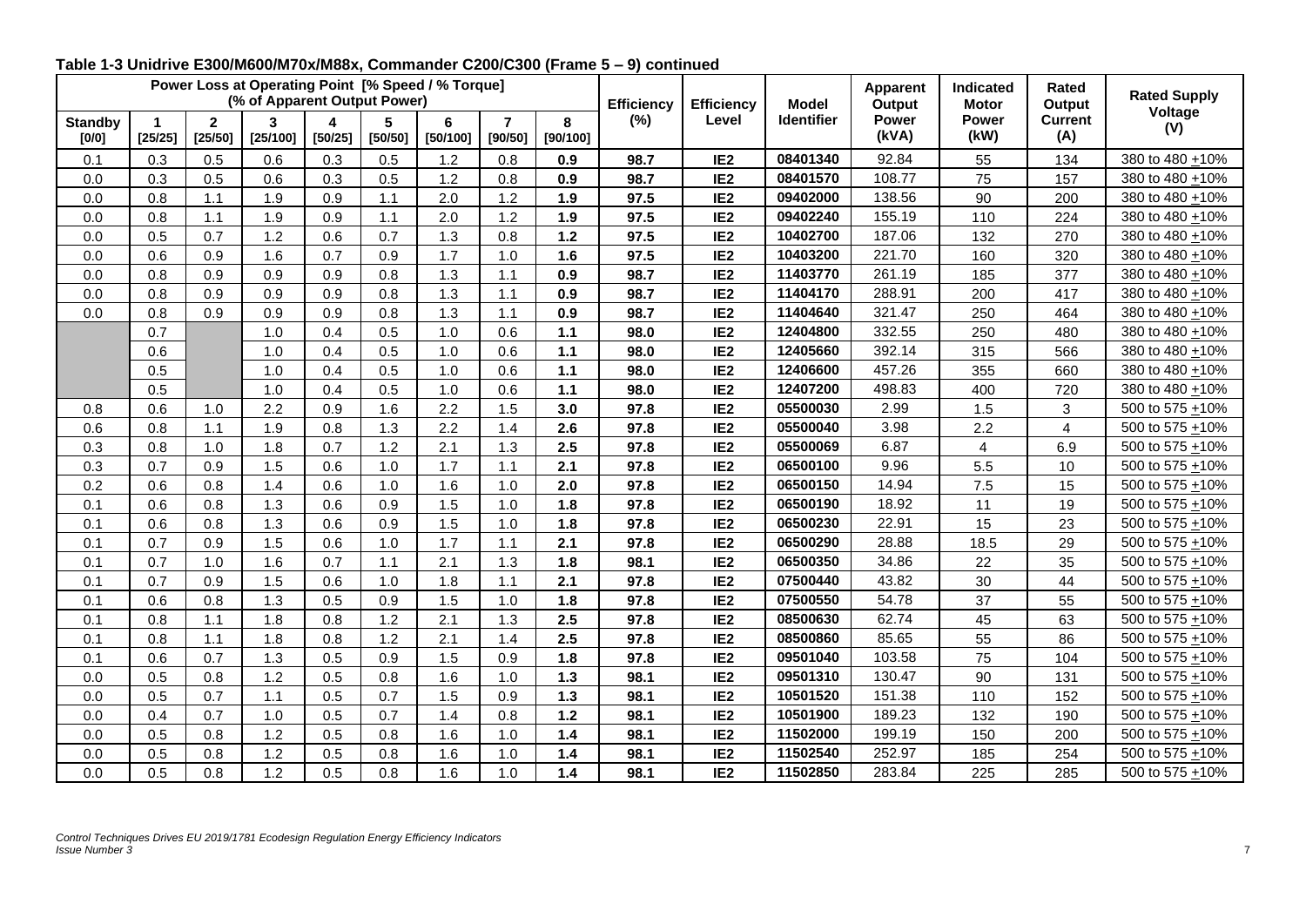**Table 1-3 Unidrive E300/M600/M70x/M88x, Commander C200/C300 (Frame 5 – 9) continued**

| Power Loss at Operating Point [% Speed / % Torque] (% of Apparent Output Power) | | | | | | | | | Efficiency (%) | Efficiency Level | Model Identifier | Apparent Output Power (kVA) | Indicated Motor Power (kW) | Rated Output Current (A) | Rated Supply Voltage (V) |
|---|---|---|---|---|---|---|---|---|---|---|---|---|---|---|---|
| **Standby [0/0]** | **1 [25/25]** | **2 [25/50]** | **3 [25/100]** | **4 [50/25]** | **5 [50/50]** | **6 [50/100]** | **7 [90/50]** | **8 [90/100]** | | | | | | | |
| 0.1 | 0.3 | 0.5 | 0.6 | 0.3 | 0.5 | 1.2 | 0.8 | **0.9** | **98.7** | **IE2** | **08401340** | 92.84 | 55 | 134 | 380 to 480 ±10% |
| 0.0 | 0.3 | 0.5 | 0.6 | 0.3 | 0.5 | 1.2 | 0.8 | **0.9** | **98.7** | **IE2** | **08401570** | 108.77 | 75 | 157 | 380 to 480 ±10% |
| 0.0 | 0.8 | 1.1 | 1.9 | 0.9 | 1.1 | 2.0 | 1.2 | **1.9** | **97.5** | **IE2** | **09402000** | 138.56 | 90 | 200 | 380 to 480 ±10% |
| 0.0 | 0.8 | 1.1 | 1.9 | 0.9 | 1.1 | 2.0 | 1.2 | **1.9** | **97.5** | **IE2** | **09402240** | 155.19 | 110 | 224 | 380 to 480 ±10% |
| 0.0 | 0.5 | 0.7 | 1.2 | 0.6 | 0.7 | 1.3 | 0.8 | **1.2** | **97.5** | **IE2** | **10402700** | 187.06 | 132 | 270 | 380 to 480 ±10% |
| 0.0 | 0.6 | 0.9 | 1.6 | 0.7 | 0.9 | 1.7 | 1.0 | **1.6** | **97.5** | **IE2** | **10403200** | 221.70 | 160 | 320 | 380 to 480 ±10% |
| 0.0 | 0.8 | 0.9 | 0.9 | 0.9 | 0.8 | 1.3 | 1.1 | **0.9** | **98.7** | **IE2** | **11403770** | 261.19 | 185 | 377 | 380 to 480 ±10% |
| 0.0 | 0.8 | 0.9 | 0.9 | 0.9 | 0.8 | 1.3 | 1.1 | **0.9** | **98.7** | **IE2** | **11404170** | 288.91 | 200 | 417 | 380 to 480 ±10% |
| 0.0 | 0.8 | 0.9 | 0.9 | 0.9 | 0.8 | 1.3 | 1.1 | **0.9** | **98.7** | **IE2** | **11404640** | 321.47 | 250 | 464 | 380 to 480 ±10% |
| | 0.7 | | 1.0 | 0.4 | 0.5 | 1.0 | 0.6 | **1.1** | **98.0** | **IE2** | **12404800** | 332.55 | 250 | 480 | 380 to 480 ±10% |
| | 0.6 | | 1.0 | 0.4 | 0.5 | 1.0 | 0.6 | **1.1** | **98.0** | **IE2** | **12405660** | 392.14 | 315 | 566 | 380 to 480 ±10% |
| | 0.5 | | 1.0 | 0.4 | 0.5 | 1.0 | 0.6 | **1.1** | **98.0** | **IE2** | **12406600** | 457.26 | 355 | 660 | 380 to 480 ±10% |
| | 0.5 | | 1.0 | 0.4 | 0.5 | 1.0 | 0.6 | **1.1** | **98.0** | **IE2** | **12407200** | 498.83 | 400 | 720 | 380 to 480 ±10% |
| 0.8 | 0.6 | 1.0 | 2.2 | 0.9 | 1.6 | 2.2 | 1.5 | **3.0** | **97.8** | **IE2** | **05500030** | 2.99 | 1.5 | 3 | 500 to 575 ±10% |
| 0.6 | 0.8 | 1.1 | 1.9 | 0.8 | 1.3 | 2.2 | 1.4 | **2.6** | **97.8** | **IE2** | **05500040** | 3.98 | 2.2 | 4 | 500 to 575 ±10% |
| 0.3 | 0.8 | 1.0 | 1.8 | 0.7 | 1.2 | 2.1 | 1.3 | **2.5** | **97.8** | **IE2** | **05500069** | 6.87 | 4 | 6.9 | 500 to 575 ±10% |
| 0.3 | 0.7 | 0.9 | 1.5 | 0.6 | 1.0 | 1.7 | 1.1 | **2.1** | **97.8** | **IE2** | **06500100** | 9.96 | 5.5 | 10 | 500 to 575 ±10% |
| 0.2 | 0.6 | 0.8 | 1.4 | 0.6 | 1.0 | 1.6 | 1.0 | **2.0** | **97.8** | **IE2** | **06500150** | 14.94 | 7.5 | 15 | 500 to 575 ±10% |
| 0.1 | 0.6 | 0.8 | 1.3 | 0.6 | 0.9 | 1.5 | 1.0 | **1.8** | **97.8** | **IE2** | **06500190** | 18.92 | 11 | 19 | 500 to 575 ±10% |
| 0.1 | 0.6 | 0.8 | 1.3 | 0.6 | 0.9 | 1.5 | 1.0 | **1.8** | **97.8** | **IE2** | **06500230** | 22.91 | 15 | 23 | 500 to 575 ±10% |
| 0.1 | 0.7 | 0.9 | 1.5 | 0.6 | 1.0 | 1.7 | 1.1 | **2.1** | **97.8** | **IE2** | **06500290** | 28.88 | 18.5 | 29 | 500 to 575 ±10% |
| 0.1 | 0.7 | 1.0 | 1.6 | 0.7 | 1.1 | 2.1 | 1.3 | **1.8** | **98.1** | **IE2** | **06500350** | 34.86 | 22 | 35 | 500 to 575 ±10% |
| 0.1 | 0.7 | 0.9 | 1.5 | 0.6 | 1.0 | 1.8 | 1.1 | **2.1** | **97.8** | **IE2** | **07500440** | 43.82 | 30 | 44 | 500 to 575 ±10% |
| 0.1 | 0.6 | 0.8 | 1.3 | 0.5 | 0.9 | 1.5 | 1.0 | **1.8** | **97.8** | **IE2** | **07500550** | 54.78 | 37 | 55 | 500 to 575 ±10% |
| 0.1 | 0.8 | 1.1 | 1.8 | 0.8 | 1.2 | 2.1 | 1.3 | **2.5** | **97.8** | **IE2** | **08500630** | 62.74 | 45 | 63 | 500 to 575 ±10% |
| 0.1 | 0.8 | 1.1 | 1.8 | 0.8 | 1.2 | 2.1 | 1.4 | **2.5** | **97.8** | **IE2** | **08500860** | 85.65 | 55 | 86 | 500 to 575 ±10% |
| 0.1 | 0.6 | 0.7 | 1.3 | 0.5 | 0.9 | 1.5 | 0.9 | **1.8** | **97.8** | **IE2** | **09501040** | 103.58 | 75 | 104 | 500 to 575 ±10% |
| 0.0 | 0.5 | 0.8 | 1.2 | 0.5 | 0.8 | 1.6 | 1.0 | **1.3** | **98.1** | **IE2** | **09501310** | 130.47 | 90 | 131 | 500 to 575 ±10% |
| 0.0 | 0.5 | 0.7 | 1.1 | 0.5 | 0.7 | 1.5 | 0.9 | **1.3** | **98.1** | **IE2** | **10501520** | 151.38 | 110 | 152 | 500 to 575 ±10% |
| 0.0 | 0.4 | 0.7 | 1.0 | 0.5 | 0.7 | 1.4 | 0.8 | **1.2** | **98.1** | **IE2** | **10501900** | 189.23 | 132 | 190 | 500 to 575 ±10% |
| 0.0 | 0.5 | 0.8 | 1.2 | 0.5 | 0.8 | 1.6 | 1.0 | **1.4** | **98.1** | **IE2** | **11502000** | 199.19 | 150 | 200 | 500 to 575 ±10% |
| 0.0 | 0.5 | 0.8 | 1.2 | 0.5 | 0.8 | 1.6 | 1.0 | **1.4** | **98.1** | **IE2** | **11502540** | 252.97 | 185 | 254 | 500 to 575 ±10% |
| 0.0 | 0.5 | 0.8 | 1.2 | 0.5 | 0.8 | 1.6 | 1.0 | **1.4** | **98.1** | **IE2** | **11502850** | 283.84 | 225 | 285 | 500 to 575 ±10% |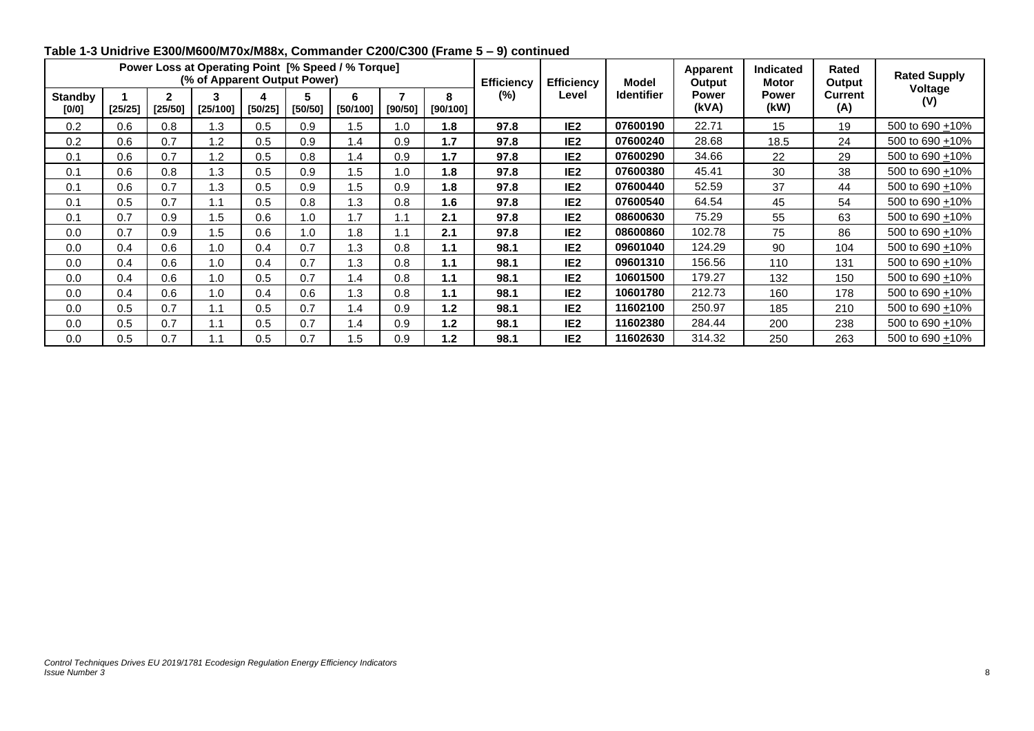**Table 1-3 Unidrive E300/M600/M70x/M88x, Commander C200/C300 (Frame 5 – 9) continued**

| Power Loss at Operating Point [% Speed / % Torque] (% of Apparent Output Power) | | | | | | | | | Efficiency (%) | Efficiency Level | Model Identifier | Apparent Output Power (kVA) | Indicated Motor Power (kW) | Rated Output Current (A) | Rated Supply Voltage (V) |
|---|---|---|---|---|---|---|---|---|---|---|---|---|---|---|---|
| Standby [0/0] | 1 [25/25] | 2 [25/50] | 3 [25/100] | 4 [50/25] | 5 [50/50] | 6 [50/100] | 7 [90/50] | 8 [90/100] | | | | | | | |
| 0.2 | 0.6 | 0.8 | 1.3 | 0.5 | 0.9 | 1.5 | 1.0 | **1.8** | **97.8** | **IE2** | **07600190** | 22.71 | 15 | 19 | 500 to 690 ±10% |
| 0.2 | 0.6 | 0.7 | 1.2 | 0.5 | 0.9 | 1.4 | 0.9 | **1.7** | **97.8** | **IE2** | **07600240** | 28.68 | 18.5 | 24 | 500 to 690 ±10% |
| 0.1 | 0.6 | 0.7 | 1.2 | 0.5 | 0.8 | 1.4 | 0.9 | **1.7** | **97.8** | **IE2** | **07600290** | 34.66 | 22 | 29 | 500 to 690 ±10% |
| 0.1 | 0.6 | 0.8 | 1.3 | 0.5 | 0.9 | 1.5 | 1.0 | **1.8** | **97.8** | **IE2** | **07600380** | 45.41 | 30 | 38 | 500 to 690 ±10% |
| 0.1 | 0.6 | 0.7 | 1.3 | 0.5 | 0.9 | 1.5 | 0.9 | **1.8** | **97.8** | **IE2** | **07600440** | 52.59 | 37 | 44 | 500 to 690 ±10% |
| 0.1 | 0.5 | 0.7 | 1.1 | 0.5 | 0.8 | 1.3 | 0.8 | **1.6** | **97.8** | **IE2** | **07600540** | 64.54 | 45 | 54 | 500 to 690 ±10% |
| 0.1 | 0.7 | 0.9 | 1.5 | 0.6 | 1.0 | 1.7 | 1.1 | **2.1** | **97.8** | **IE2** | **08600630** | 75.29 | 55 | 63 | 500 to 690 ±10% |
| 0.0 | 0.7 | 0.9 | 1.5 | 0.6 | 1.0 | 1.8 | 1.1 | **2.1** | **97.8** | **IE2** | **08600860** | 102.78 | 75 | 86 | 500 to 690 ±10% |
| 0.0 | 0.4 | 0.6 | 1.0 | 0.4 | 0.7 | 1.3 | 0.8 | **1.1** | **98.1** | **IE2** | **09601040** | 124.29 | 90 | 104 | 500 to 690 ±10% |
| 0.0 | 0.4 | 0.6 | 1.0 | 0.4 | 0.7 | 1.3 | 0.8 | **1.1** | **98.1** | **IE2** | **09601310** | 156.56 | 110 | 131 | 500 to 690 ±10% |
| 0.0 | 0.4 | 0.6 | 1.0 | 0.5 | 0.7 | 1.4 | 0.8 | **1.1** | **98.1** | **IE2** | **10601500** | 179.27 | 132 | 150 | 500 to 690 ±10% |
| 0.0 | 0.4 | 0.6 | 1.0 | 0.4 | 0.6 | 1.3 | 0.8 | **1.1** | **98.1** | **IE2** | **10601780** | 212.73 | 160 | 178 | 500 to 690 ±10% |
| 0.0 | 0.5 | 0.7 | 1.1 | 0.5 | 0.7 | 1.4 | 0.9 | **1.2** | **98.1** | **IE2** | **11602100** | 250.97 | 185 | 210 | 500 to 690 ±10% |
| 0.0 | 0.5 | 0.7 | 1.1 | 0.5 | 0.7 | 1.4 | 0.9 | **1.2** | **98.1** | **IE2** | **11602380** | 284.44 | 200 | 238 | 500 to 690 ±10% |
| 0.0 | 0.5 | 0.7 | 1.1 | 0.5 | 0.7 | 1.5 | 0.9 | **1.2** | **98.1** | **IE2** | **11602630** | 314.32 | 250 | 263 | 500 to 690 ±10% |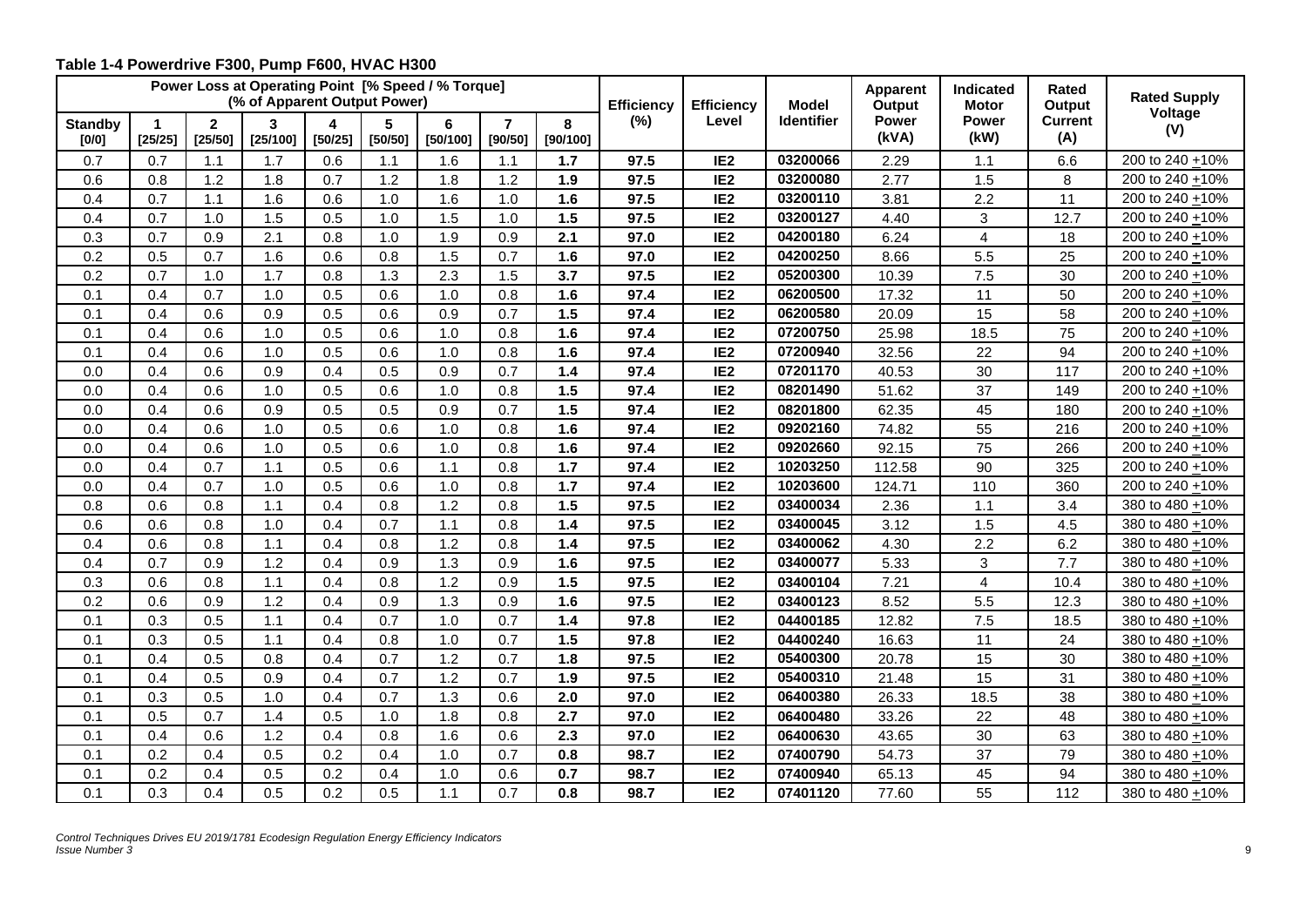**Table 1-4 Powerdrive F300, Pump F600, HVAC H300**

| Power Loss at Operating Point [% Speed / % Torque] (% of Apparent Output Power) | | | | | | | | | Efficiency (%) | Efficiency Level | Model Identifier | Apparent Output Power (kVA) | Indicated Motor Power (kW) | Rated Output Current (A) | Rated Supply Voltage (V) |
|---|---|---|---|---|---|---|---|---|---|---|---|---|---|---|---|
| Standby [0/0] | 1 [25/25] | 2 [25/50] | 3 [25/100] | 4 [50/25] | 5 [50/50] | 6 [50/100] | 7 [90/50] | 8 [90/100] | | | | | | | |
| 0.7 | 0.7 | 1.1 | 1.7 | 0.6 | 1.1 | 1.6 | 1.1 | **1.7** | **97.5** | **IE2** | **03200066** | 2.29 | 1.1 | 6.6 | 200 to 240 ±10% |
| 0.6 | 0.8 | 1.2 | 1.8 | 0.7 | 1.2 | 1.8 | 1.2 | **1.9** | **97.5** | **IE2** | **03200080** | 2.77 | 1.5 | 8 | 200 to 240 ±10% |
| 0.4 | 0.7 | 1.1 | 1.6 | 0.6 | 1.0 | 1.6 | 1.0 | **1.6** | **97.5** | **IE2** | **03200110** | 3.81 | 2.2 | 11 | 200 to 240 ±10% |
| 0.4 | 0.7 | 1.0 | 1.5 | 0.5 | 1.0 | 1.5 | 1.0 | **1.5** | **97.5** | **IE2** | **03200127** | 4.40 | 3 | 12.7 | 200 to 240 ±10% |
| 0.3 | 0.7 | 0.9 | 2.1 | 0.8 | 1.0 | 1.9 | 0.9 | **2.1** | **97.0** | **IE2** | **04200180** | 6.24 | 4 | 18 | 200 to 240 ±10% |
| 0.2 | 0.5 | 0.7 | 1.6 | 0.6 | 0.8 | 1.5 | 0.7 | **1.6** | **97.0** | **IE2** | **04200250** | 8.66 | 5.5 | 25 | 200 to 240 ±10% |
| 0.2 | 0.7 | 1.0 | 1.7 | 0.8 | 1.3 | 2.3 | 1.5 | **3.7** | **97.5** | **IE2** | **05200300** | 10.39 | 7.5 | 30 | 200 to 240 ±10% |
| 0.1 | 0.4 | 0.7 | 1.0 | 0.5 | 0.6 | 1.0 | 0.8 | **1.6** | **97.4** | **IE2** | **06200500** | 17.32 | 11 | 50 | 200 to 240 ±10% |
| 0.1 | 0.4 | 0.6 | 0.9 | 0.5 | 0.6 | 0.9 | 0.7 | **1.5** | **97.4** | **IE2** | **06200580** | 20.09 | 15 | 58 | 200 to 240 ±10% |
| 0.1 | 0.4 | 0.6 | 1.0 | 0.5 | 0.6 | 1.0 | 0.8 | **1.6** | **97.4** | **IE2** | **07200750** | 25.98 | 18.5 | 75 | 200 to 240 ±10% |
| 0.1 | 0.4 | 0.6 | 1.0 | 0.5 | 0.6 | 1.0 | 0.8 | **1.6** | **97.4** | **IE2** | **07200940** | 32.56 | 22 | 94 | 200 to 240 ±10% |
| 0.0 | 0.4 | 0.6 | 0.9 | 0.4 | 0.5 | 0.9 | 0.7 | **1.4** | **97.4** | **IE2** | **07201170** | 40.53 | 30 | 117 | 200 to 240 ±10% |
| 0.0 | 0.4 | 0.6 | 1.0 | 0.5 | 0.6 | 1.0 | 0.8 | **1.5** | **97.4** | **IE2** | **08201490** | 51.62 | 37 | 149 | 200 to 240 ±10% |
| 0.0 | 0.4 | 0.6 | 0.9 | 0.5 | 0.5 | 0.9 | 0.7 | **1.5** | **97.4** | **IE2** | **08201800** | 62.35 | 45 | 180 | 200 to 240 ±10% |
| 0.0 | 0.4 | 0.6 | 1.0 | 0.5 | 0.6 | 1.0 | 0.8 | **1.6** | **97.4** | **IE2** | **09202160** | 74.82 | 55 | 216 | 200 to 240 ±10% |
| 0.0 | 0.4 | 0.6 | 1.0 | 0.5 | 0.6 | 1.0 | 0.8 | **1.6** | **97.4** | **IE2** | **09202660** | 92.15 | 75 | 266 | 200 to 240 ±10% |
| 0.0 | 0.4 | 0.7 | 1.1 | 0.5 | 0.6 | 1.1 | 0.8 | **1.7** | **97.4** | **IE2** | **10203250** | 112.58 | 90 | 325 | 200 to 240 ±10% |
| 0.0 | 0.4 | 0.7 | 1.0 | 0.5 | 0.6 | 1.0 | 0.8 | **1.7** | **97.4** | **IE2** | **10203600** | 124.71 | 110 | 360 | 200 to 240 ±10% |
| 0.8 | 0.6 | 0.8 | 1.1 | 0.4 | 0.8 | 1.2 | 0.8 | **1.5** | **97.5** | **IE2** | **03400034** | 2.36 | 1.1 | 3.4 | 380 to 480 ±10% |
| 0.6 | 0.6 | 0.8 | 1.0 | 0.4 | 0.7 | 1.1 | 0.8 | **1.4** | **97.5** | **IE2** | **03400045** | 3.12 | 1.5 | 4.5 | 380 to 480 ±10% |
| 0.4 | 0.6 | 0.8 | 1.1 | 0.4 | 0.8 | 1.2 | 0.8 | **1.4** | **97.5** | **IE2** | **03400062** | 4.30 | 2.2 | 6.2 | 380 to 480 ±10% |
| 0.4 | 0.7 | 0.9 | 1.2 | 0.4 | 0.9 | 1.3 | 0.9 | **1.6** | **97.5** | **IE2** | **03400077** | 5.33 | 3 | 7.7 | 380 to 480 ±10% |
| 0.3 | 0.6 | 0.8 | 1.1 | 0.4 | 0.8 | 1.2 | 0.9 | **1.5** | **97.5** | **IE2** | **03400104** | 7.21 | 4 | 10.4 | 380 to 480 ±10% |
| 0.2 | 0.6 | 0.9 | 1.2 | 0.4 | 0.9 | 1.3 | 0.9 | **1.6** | **97.5** | **IE2** | **03400123** | 8.52 | 5.5 | 12.3 | 380 to 480 ±10% |
| 0.1 | 0.3 | 0.5 | 1.1 | 0.4 | 0.7 | 1.0 | 0.7 | **1.4** | **97.8** | **IE2** | **04400185** | 12.82 | 7.5 | 18.5 | 380 to 480 ±10% |
| 0.1 | 0.3 | 0.5 | 1.1 | 0.4 | 0.8 | 1.0 | 0.7 | **1.5** | **97.8** | **IE2** | **04400240** | 16.63 | 11 | 24 | 380 to 480 ±10% |
| 0.1 | 0.4 | 0.5 | 0.8 | 0.4 | 0.7 | 1.2 | 0.7 | **1.8** | **97.5** | **IE2** | **05400300** | 20.78 | 15 | 30 | 380 to 480 ±10% |
| 0.1 | 0.4 | 0.5 | 0.9 | 0.4 | 0.7 | 1.2 | 0.7 | **1.9** | **97.5** | **IE2** | **05400310** | 21.48 | 15 | 31 | 380 to 480 ±10% |
| 0.1 | 0.3 | 0.5 | 1.0 | 0.4 | 0.7 | 1.3 | 0.6 | **2.0** | **97.0** | **IE2** | **06400380** | 26.33 | 18.5 | 38 | 380 to 480 ±10% |
| 0.1 | 0.5 | 0.7 | 1.4 | 0.5 | 1.0 | 1.8 | 0.8 | **2.7** | **97.0** | **IE2** | **06400480** | 33.26 | 22 | 48 | 380 to 480 ±10% |
| 0.1 | 0.4 | 0.6 | 1.2 | 0.4 | 0.8 | 1.6 | 0.6 | **2.3** | **97.0** | **IE2** | **06400630** | 43.65 | 30 | 63 | 380 to 480 ±10% |
| 0.1 | 0.2 | 0.4 | 0.5 | 0.2 | 0.4 | 1.0 | 0.7 | **0.8** | **98.7** | **IE2** | **07400790** | 54.73 | 37 | 79 | 380 to 480 ±10% |
| 0.1 | 0.2 | 0.4 | 0.5 | 0.2 | 0.4 | 1.0 | 0.6 | **0.7** | **98.7** | **IE2** | **07400940** | 65.13 | 45 | 94 | 380 to 480 ±10% |
| 0.1 | 0.3 | 0.4 | 0.5 | 0.2 | 0.5 | 1.1 | 0.7 | **0.8** | **98.7** | **IE2** | **07401120** | 77.60 | 55 | 112 | 380 to 480 ±10% |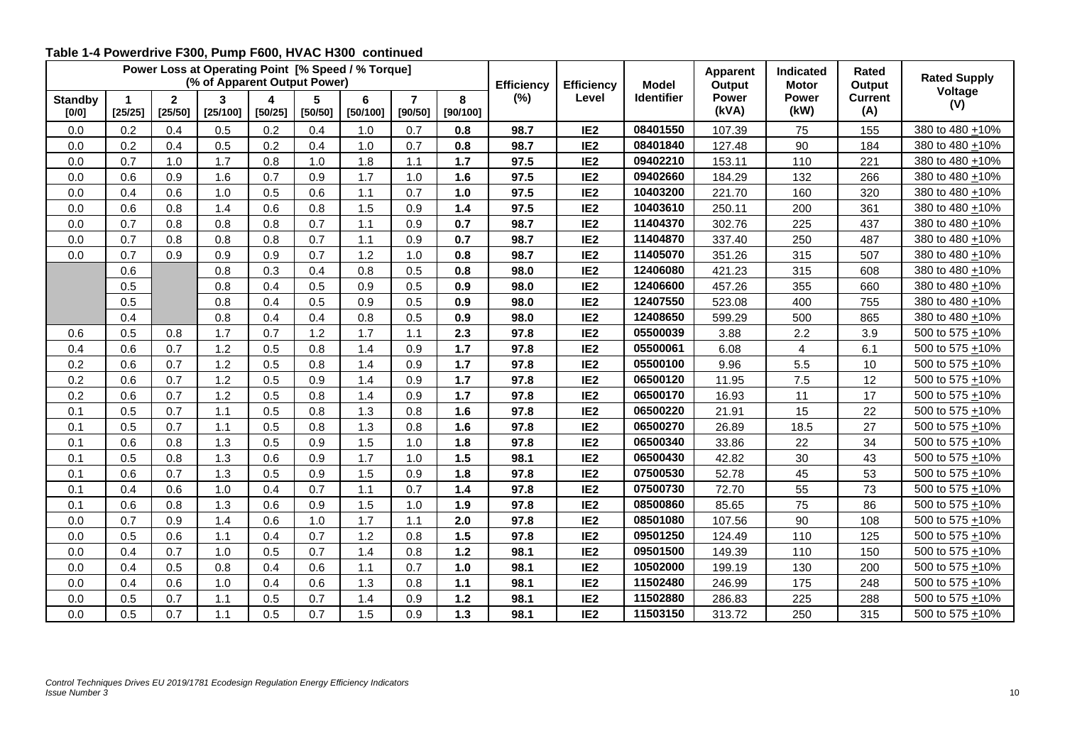**Table 1-4 Powerdrive F300, Pump F600, HVAC H300 continued**

| Power Loss at Operating Point [% Speed / % Torque] (% of Apparent Output Power) | | | | | | | | | Efficiency (%) | Efficiency Level | Model Identifier | Apparent Output Power (kVA) | Indicated Motor Power (kW) | Rated Output Current (A) | Rated Supply Voltage (V) |
|---|---|---|---|---|---|---|---|---|---|---|---|---|---|---|---|
| **Standby [0/0]** | **1 [25/25]** | **2 [25/50]** | **3 [25/100]** | **4 [50/25]** | **5 [50/50]** | **6 [50/100]** | **7 [90/50]** | **8 [90/100]** | | | | | | | |
| 0.0 | 0.2 | 0.4 | 0.5 | 0.2 | 0.4 | 1.0 | 0.7 | **0.8** | **98.7** | **IE2** | **08401550** | 107.39 | 75 | 155 | 380 to 480 ±10% |
| 0.0 | 0.2 | 0.4 | 0.5 | 0.2 | 0.4 | 1.0 | 0.7 | **0.8** | **98.7** | **IE2** | **08401840** | 127.48 | 90 | 184 | 380 to 480 ±10% |
| 0.0 | 0.7 | 1.0 | 1.7 | 0.8 | 1.0 | 1.8 | 1.1 | **1.7** | **97.5** | **IE2** | **09402210** | 153.11 | 110 | 221 | 380 to 480 ±10% |
| 0.0 | 0.6 | 0.9 | 1.6 | 0.7 | 0.9 | 1.7 | 1.0 | **1.6** | **97.5** | **IE2** | **09402660** | 184.29 | 132 | 266 | 380 to 480 ±10% |
| 0.0 | 0.4 | 0.6 | 1.0 | 0.5 | 0.6 | 1.1 | 0.7 | **1.0** | **97.5** | **IE2** | **10403200** | 221.70 | 160 | 320 | 380 to 480 ±10% |
| 0.0 | 0.6 | 0.8 | 1.4 | 0.6 | 0.8 | 1.5 | 0.9 | **1.4** | **97.5** | **IE2** | **10403610** | 250.11 | 200 | 361 | 380 to 480 ±10% |
| 0.0 | 0.7 | 0.8 | 0.8 | 0.8 | 0.7 | 1.1 | 0.9 | **0.7** | **98.7** | **IE2** | **11404370** | 302.76 | 225 | 437 | 380 to 480 ±10% |
| 0.0 | 0.7 | 0.8 | 0.8 | 0.8 | 0.7 | 1.1 | 0.9 | **0.7** | **98.7** | **IE2** | **11404870** | 337.40 | 250 | 487 | 380 to 480 ±10% |
| 0.0 | 0.7 | 0.9 | 0.9 | 0.9 | 0.7 | 1.2 | 1.0 | **0.8** | **98.7** | **IE2** | **11405070** | 351.26 | 315 | 507 | 380 to 480 ±10% |
| | 0.6 | | 0.8 | 0.3 | 0.4 | 0.8 | 0.5 | **0.8** | **98.0** | **IE2** | **12406080** | 421.23 | 315 | 608 | 380 to 480 ±10% |
| | 0.5 | | 0.8 | 0.4 | 0.5 | 0.9 | 0.5 | **0.9** | **98.0** | **IE2** | **12406600** | 457.26 | 355 | 660 | 380 to 480 ±10% |
| | 0.5 | | 0.8 | 0.4 | 0.5 | 0.9 | 0.5 | **0.9** | **98.0** | **IE2** | **12407550** | 523.08 | 400 | 755 | 380 to 480 ±10% |
| | 0.4 | | 0.8 | 0.4 | 0.4 | 0.8 | 0.5 | **0.9** | **98.0** | **IE2** | **12408650** | 599.29 | 500 | 865 | 380 to 480 ±10% |
| 0.6 | 0.5 | 0.8 | 1.7 | 0.7 | 1.2 | 1.7 | 1.1 | **2.3** | **97.8** | **IE2** | **05500039** | 3.88 | 2.2 | 3.9 | 500 to 575 ±10% |
| 0.4 | 0.6 | 0.7 | 1.2 | 0.5 | 0.8 | 1.4 | 0.9 | **1.7** | **97.8** | **IE2** | **05500061** | 6.08 | 4 | 6.1 | 500 to 575 ±10% |
| 0.2 | 0.6 | 0.7 | 1.2 | 0.5 | 0.8 | 1.4 | 0.9 | **1.7** | **97.8** | **IE2** | **05500100** | 9.96 | 5.5 | 10 | 500 to 575 ±10% |
| 0.2 | 0.6 | 0.7 | 1.2 | 0.5 | 0.9 | 1.4 | 0.9 | **1.7** | **97.8** | **IE2** | **06500120** | 11.95 | 7.5 | 12 | 500 to 575 ±10% |
| 0.2 | 0.6 | 0.7 | 1.2 | 0.5 | 0.8 | 1.4 | 0.9 | **1.7** | **97.8** | **IE2** | **06500170** | 16.93 | 11 | 17 | 500 to 575 ±10% |
| 0.1 | 0.5 | 0.7 | 1.1 | 0.5 | 0.8 | 1.3 | 0.8 | **1.6** | **97.8** | **IE2** | **06500220** | 21.91 | 15 | 22 | 500 to 575 ±10% |
| 0.1 | 0.5 | 0.7 | 1.1 | 0.5 | 0.8 | 1.3 | 0.8 | **1.6** | **97.8** | **IE2** | **06500270** | 26.89 | 18.5 | 27 | 500 to 575 ±10% |
| 0.1 | 0.6 | 0.8 | 1.3 | 0.5 | 0.9 | 1.5 | 1.0 | **1.8** | **97.8** | **IE2** | **06500340** | 33.86 | 22 | 34 | 500 to 575 ±10% |
| 0.1 | 0.5 | 0.8 | 1.3 | 0.6 | 0.9 | 1.7 | 1.0 | **1.5** | **98.1** | **IE2** | **06500430** | 42.82 | 30 | 43 | 500 to 575 ±10% |
| 0.1 | 0.6 | 0.7 | 1.3 | 0.5 | 0.9 | 1.5 | 0.9 | **1.8** | **97.8** | **IE2** | **07500530** | 52.78 | 45 | 53 | 500 to 575 ±10% |
| 0.1 | 0.4 | 0.6 | 1.0 | 0.4 | 0.7 | 1.1 | 0.7 | **1.4** | **97.8** | **IE2** | **07500730** | 72.70 | 55 | 73 | 500 to 575 ±10% |
| 0.1 | 0.6 | 0.8 | 1.3 | 0.6 | 0.9 | 1.5 | 1.0 | **1.9** | **97.8** | **IE2** | **08500860** | 85.65 | 75 | 86 | 500 to 575 ±10% |
| 0.0 | 0.7 | 0.9 | 1.4 | 0.6 | 1.0 | 1.7 | 1.1 | **2.0** | **97.8** | **IE2** | **08501080** | 107.56 | 90 | 108 | 500 to 575 ±10% |
| 0.0 | 0.5 | 0.6 | 1.1 | 0.4 | 0.7 | 1.2 | 0.8 | **1.5** | **97.8** | **IE2** | **09501250** | 124.49 | 110 | 125 | 500 to 575 ±10% |
| 0.0 | 0.4 | 0.7 | 1.0 | 0.5 | 0.7 | 1.4 | 0.8 | **1.2** | **98.1** | **IE2** | **09501500** | 149.39 | 110 | 150 | 500 to 575 ±10% |
| 0.0 | 0.4 | 0.5 | 0.8 | 0.4 | 0.6 | 1.1 | 0.7 | **1.0** | **98.1** | **IE2** | **10502000** | 199.19 | 130 | 200 | 500 to 575 ±10% |
| 0.0 | 0.4 | 0.6 | 1.0 | 0.4 | 0.6 | 1.3 | 0.8 | **1.1** | **98.1** | **IE2** | **11502480** | 246.99 | 175 | 248 | 500 to 575 ±10% |
| 0.0 | 0.5 | 0.7 | 1.1 | 0.5 | 0.7 | 1.4 | 0.9 | **1.2** | **98.1** | **IE2** | **11502880** | 286.83 | 225 | 288 | 500 to 575 ±10% |
| 0.0 | 0.5 | 0.7 | 1.1 | 0.5 | 0.7 | 1.5 | 0.9 | **1.3** | **98.1** | **IE2** | **11503150** | 313.72 | 250 | 315 | 500 to 575 ±10% |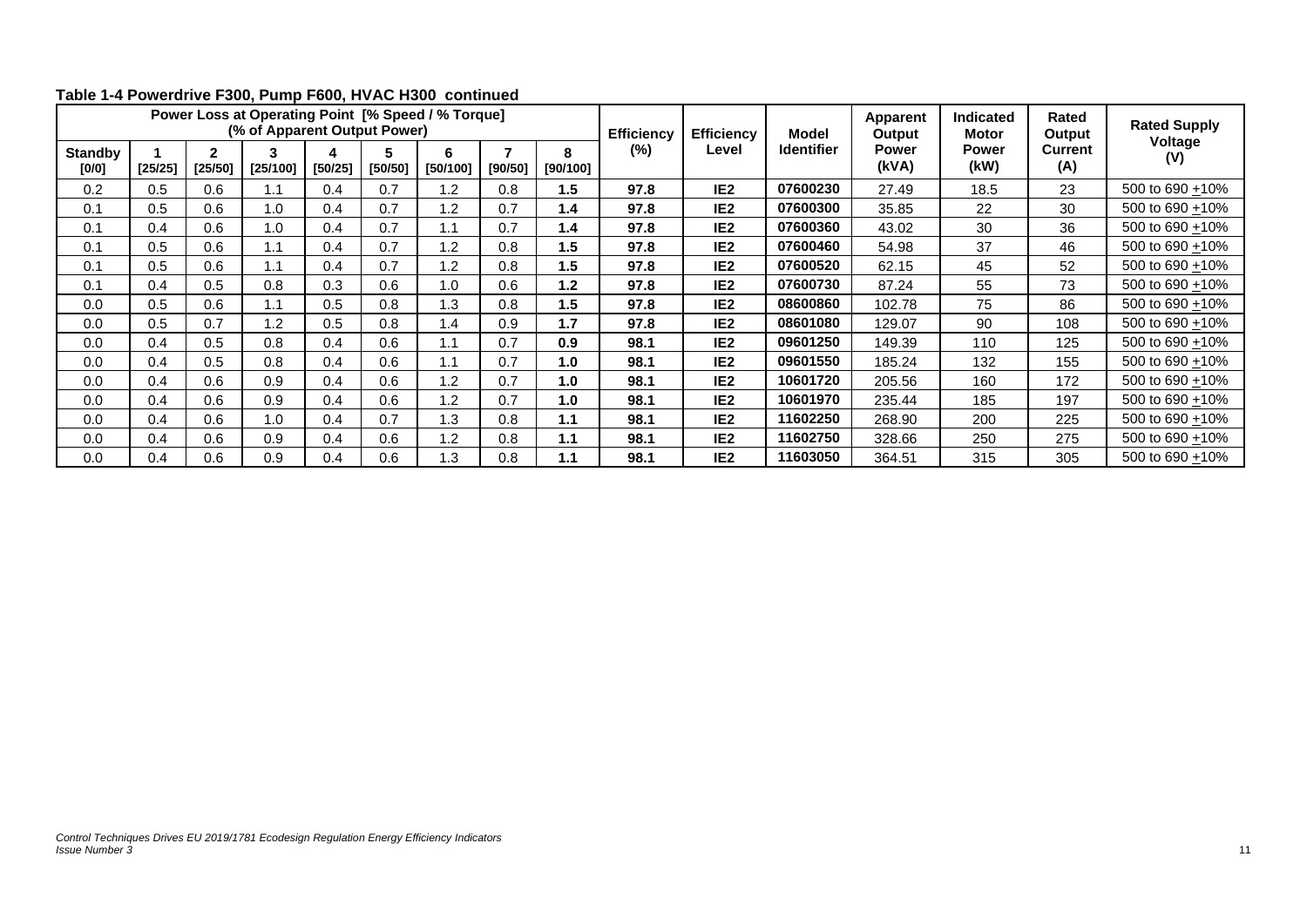**Table 1-4 Powerdrive F300, Pump F600, HVAC H300 continued**

| Power Loss at Operating Point [% Speed / % Torque] (% of Apparent Output Power) | | | | | | | | | Efficiency (%) | Efficiency Level | Model Identifier | Apparent Output Power (kVA) | Indicated Motor Power (kW) | Rated Output Current (A) | Rated Supply Voltage (V) |
|---|---|---|---|---|---|---|---|---|---|---|---|---|---|---|---|
| Standby [0/0] | 1 [25/25] | 2 [25/50] | 3 [25/100] | 4 [50/25] | 5 [50/50] | 6 [50/100] | 7 [90/50] | 8 [90/100] | | | | | | | |
| 0.2 | 0.5 | 0.6 | 1.1 | 0.4 | 0.7 | 1.2 | 0.8 | **1.5** | **97.8** | **IE2** | **07600230** | 27.49 | 18.5 | 23 | 500 to 690 ±10% |
| 0.1 | 0.5 | 0.6 | 1.0 | 0.4 | 0.7 | 1.2 | 0.7 | **1.4** | **97.8** | **IE2** | **07600300** | 35.85 | 22 | 30 | 500 to 690 ±10% |
| 0.1 | 0.4 | 0.6 | 1.0 | 0.4 | 0.7 | 1.1 | 0.7 | **1.4** | **97.8** | **IE2** | **07600360** | 43.02 | 30 | 36 | 500 to 690 ±10% |
| 0.1 | 0.5 | 0.6 | 1.1 | 0.4 | 0.7 | 1.2 | 0.8 | **1.5** | **97.8** | **IE2** | **07600460** | 54.98 | 37 | 46 | 500 to 690 ±10% |
| 0.1 | 0.5 | 0.6 | 1.1 | 0.4 | 0.7 | 1.2 | 0.8 | **1.5** | **97.8** | **IE2** | **07600520** | 62.15 | 45 | 52 | 500 to 690 ±10% |
| 0.1 | 0.4 | 0.5 | 0.8 | 0.3 | 0.6 | 1.0 | 0.6 | **1.2** | **97.8** | **IE2** | **07600730** | 87.24 | 55 | 73 | 500 to 690 ±10% |
| 0.0 | 0.5 | 0.6 | 1.1 | 0.5 | 0.8 | 1.3 | 0.8 | **1.5** | **97.8** | **IE2** | **08600860** | 102.78 | 75 | 86 | 500 to 690 ±10% |
| 0.0 | 0.5 | 0.7 | 1.2 | 0.5 | 0.8 | 1.4 | 0.9 | **1.7** | **97.8** | **IE2** | **08601080** | 129.07 | 90 | 108 | 500 to 690 ±10% |
| 0.0 | 0.4 | 0.5 | 0.8 | 0.4 | 0.6 | 1.1 | 0.7 | **0.9** | **98.1** | **IE2** | **09601250** | 149.39 | 110 | 125 | 500 to 690 ±10% |
| 0.0 | 0.4 | 0.5 | 0.8 | 0.4 | 0.6 | 1.1 | 0.7 | **1.0** | **98.1** | **IE2** | **09601550** | 185.24 | 132 | 155 | 500 to 690 ±10% |
| 0.0 | 0.4 | 0.6 | 0.9 | 0.4 | 0.6 | 1.2 | 0.7 | **1.0** | **98.1** | **IE2** | **10601720** | 205.56 | 160 | 172 | 500 to 690 ±10% |
| 0.0 | 0.4 | 0.6 | 0.9 | 0.4 | 0.6 | 1.2 | 0.7 | **1.0** | **98.1** | **IE2** | **10601970** | 235.44 | 185 | 197 | 500 to 690 ±10% |
| 0.0 | 0.4 | 0.6 | 1.0 | 0.4 | 0.7 | 1.3 | 0.8 | **1.1** | **98.1** | **IE2** | **11602250** | 268.90 | 200 | 225 | 500 to 690 ±10% |
| 0.0 | 0.4 | 0.6 | 0.9 | 0.4 | 0.6 | 1.2 | 0.8 | **1.1** | **98.1** | **IE2** | **11602750** | 328.66 | 250 | 275 | 500 to 690 ±10% |
| 0.0 | 0.4 | 0.6 | 0.9 | 0.4 | 0.6 | 1.3 | 0.8 | **1.1** | **98.1** | **IE2** | **11603050** | 364.51 | 315 | 305 | 500 to 690 ±10% |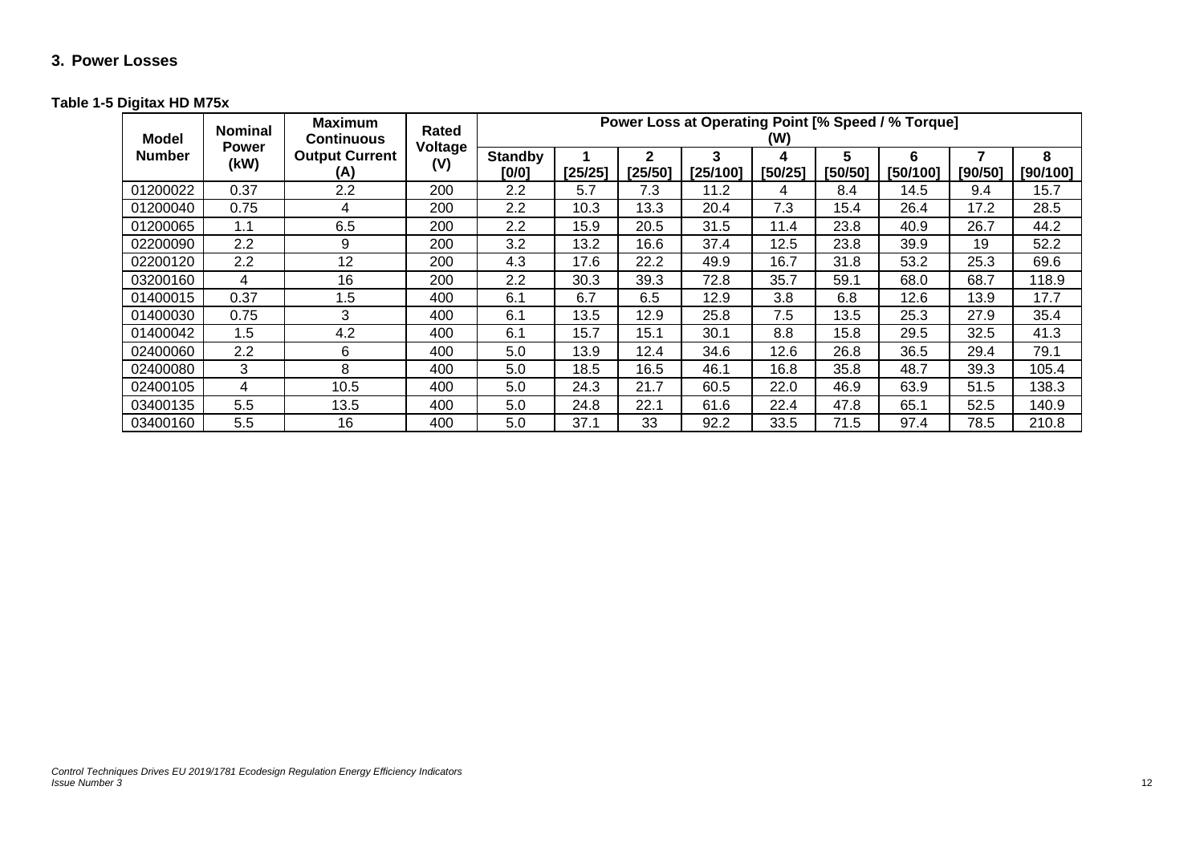## 3. Power Losses

**Table 1-5 Digitax HD M75x**

| Model Number | Nominal Power (kW) | Maximum Continuous Output Current (A) | Rated Voltage (V) | Power Loss at Operating Point [% Speed / % Torque] (W) | | | | | | | | |
|---|---|---|---|---|---|---|---|---|---|---|---|---|
| | | | | Standby [0/0] | 1 [25/25] | 2 [25/50] | 3 [25/100] | 4 [50/25] | 5 [50/50] | 6 [50/100] | 7 [90/50] | 8 [90/100] |
| 01200022 | 0.37 | 2.2 | 200 | 2.2 | 5.7 | 7.3 | 11.2 | 4 | 8.4 | 14.5 | 9.4 | 15.7 |
| 01200040 | 0.75 | 4 | 200 | 2.2 | 10.3 | 13.3 | 20.4 | 7.3 | 15.4 | 26.4 | 17.2 | 28.5 |
| 01200065 | 1.1 | 6.5 | 200 | 2.2 | 15.9 | 20.5 | 31.5 | 11.4 | 23.8 | 40.9 | 26.7 | 44.2 |
| 02200090 | 2.2 | 9 | 200 | 3.2 | 13.2 | 16.6 | 37.4 | 12.5 | 23.8 | 39.9 | 19 | 52.2 |
| 02200120 | 2.2 | 12 | 200 | 4.3 | 17.6 | 22.2 | 49.9 | 16.7 | 31.8 | 53.2 | 25.3 | 69.6 |
| 03200160 | 4 | 16 | 200 | 2.2 | 30.3 | 39.3 | 72.8 | 35.7 | 59.1 | 68.0 | 68.7 | 118.9 |
| 01400015 | 0.37 | 1.5 | 400 | 6.1 | 6.7 | 6.5 | 12.9 | 3.8 | 6.8 | 12.6 | 13.9 | 17.7 |
| 01400030 | 0.75 | 3 | 400 | 6.1 | 13.5 | 12.9 | 25.8 | 7.5 | 13.5 | 25.3 | 27.9 | 35.4 |
| 01400042 | 1.5 | 4.2 | 400 | 6.1 | 15.7 | 15.1 | 30.1 | 8.8 | 15.8 | 29.5 | 32.5 | 41.3 |
| 02400060 | 2.2 | 6 | 400 | 5.0 | 13.9 | 12.4 | 34.6 | 12.6 | 26.8 | 36.5 | 29.4 | 79.1 |
| 02400080 | 3 | 8 | 400 | 5.0 | 18.5 | 16.5 | 46.1 | 16.8 | 35.8 | 48.7 | 39.3 | 105.4 |
| 02400105 | 4 | 10.5 | 400 | 5.0 | 24.3 | 21.7 | 60.5 | 22.0 | 46.9 | 63.9 | 51.5 | 138.3 |
| 03400135 | 5.5 | 13.5 | 400 | 5.0 | 24.8 | 22.1 | 61.6 | 22.4 | 47.8 | 65.1 | 52.5 | 140.9 |
| 03400160 | 5.5 | 16 | 400 | 5.0 | 37.1 | 33 | 92.2 | 33.5 | 71.5 | 97.4 | 78.5 | 210.8 |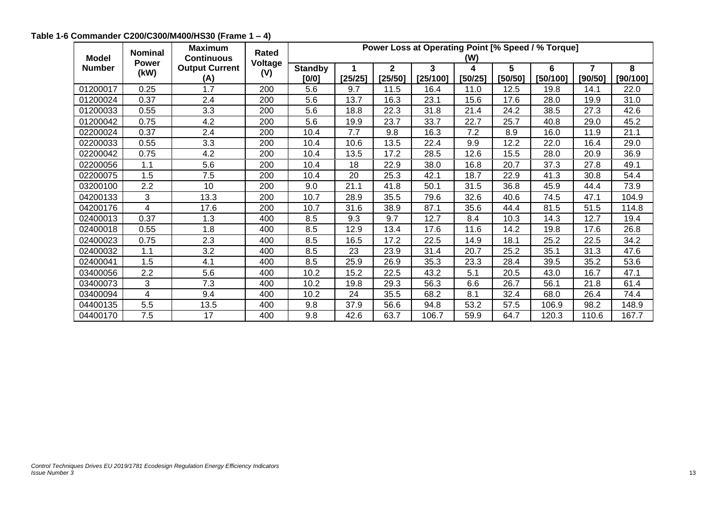**Table 1-6 Commander C200/C300/M400/HS30 (Frame 1 – 4)**

| Model Number | Nominal Power (kW) | Maximum Continuous Output Current (A) | Rated Voltage (V) | Power Loss at Operating Point [% Speed / % Torque] (W) | | | | | | | | |
|---|---|---|---|---|---|---|---|---|---|---|---|---|
| | | | | Standby [0/0] | 1 [25/25] | 2 [25/50] | 3 [25/100] | 4 [50/25] | 5 [50/50] | 6 [50/100] | 7 [90/50] | 8 [90/100] |
| 01200017 | 0.25 | 1.7 | 200 | 5.6 | 9.7 | 11.5 | 16.4 | 11.0 | 12.5 | 19.8 | 14.1 | 22.0 |
| 01200024 | 0.37 | 2.4 | 200 | 5.6 | 13.7 | 16.3 | 23.1 | 15.6 | 17.6 | 28.0 | 19.9 | 31.0 |
| 01200033 | 0.55 | 3.3 | 200 | 5.6 | 18.8 | 22.3 | 31.8 | 21.4 | 24.2 | 38.5 | 27.3 | 42.6 |
| 01200042 | 0.75 | 4.2 | 200 | 5.6 | 19.9 | 23.7 | 33.7 | 22.7 | 25.7 | 40.8 | 29.0 | 45.2 |
| 02200024 | 0.37 | 2.4 | 200 | 10.4 | 7.7 | 9.8 | 16.3 | 7.2 | 8.9 | 16.0 | 11.9 | 21.1 |
| 02200033 | 0.55 | 3.3 | 200 | 10.4 | 10.6 | 13.5 | 22.4 | 9.9 | 12.2 | 22.0 | 16.4 | 29.0 |
| 02200042 | 0.75 | 4.2 | 200 | 10.4 | 13.5 | 17.2 | 28.5 | 12.6 | 15.5 | 28.0 | 20.9 | 36.9 |
| 02200056 | 1.1 | 5.6 | 200 | 10.4 | 18 | 22.9 | 38.0 | 16.8 | 20.7 | 37.3 | 27.8 | 49.1 |
| 02200075 | 1.5 | 7.5 | 200 | 10.4 | 20 | 25.3 | 42.1 | 18.7 | 22.9 | 41.3 | 30.8 | 54.4 |
| 03200100 | 2.2 | 10 | 200 | 9.0 | 21.1 | 41.8 | 50.1 | 31.5 | 36.8 | 45.9 | 44.4 | 73.9 |
| 04200133 | 3 | 13.3 | 200 | 10.7 | 28.9 | 35.5 | 79.6 | 32.6 | 40.6 | 74.5 | 47.1 | 104.9 |
| 04200176 | 4 | 17.6 | 200 | 10.7 | 31.6 | 38.9 | 87.1 | 35.6 | 44.4 | 81.5 | 51.5 | 114.8 |
| 02400013 | 0.37 | 1.3 | 400 | 8.5 | 9.3 | 9.7 | 12.7 | 8.4 | 10.3 | 14.3 | 12.7 | 19.4 |
| 02400018 | 0.55 | 1.8 | 400 | 8.5 | 12.9 | 13.4 | 17.6 | 11.6 | 14.2 | 19.8 | 17.6 | 26.8 |
| 02400023 | 0.75 | 2.3 | 400 | 8.5 | 16.5 | 17.2 | 22.5 | 14.9 | 18.1 | 25.2 | 22.5 | 34.2 |
| 02400032 | 1.1 | 3.2 | 400 | 8.5 | 23 | 23.9 | 31.4 | 20.7 | 25.2 | 35.1 | 31.3 | 47.6 |
| 02400041 | 1.5 | 4.1 | 400 | 8.5 | 25.9 | 26.9 | 35.3 | 23.3 | 28.4 | 39.5 | 35.2 | 53.6 |
| 03400056 | 2.2 | 5.6 | 400 | 10.2 | 15.2 | 22.5 | 43.2 | 5.1 | 20.5 | 43.0 | 16.7 | 47.1 |
| 03400073 | 3 | 7.3 | 400 | 10.2 | 19.8 | 29.3 | 56.3 | 6.6 | 26.7 | 56.1 | 21.8 | 61.4 |
| 03400094 | 4 | 9.4 | 400 | 10.2 | 24 | 35.5 | 68.2 | 8.1 | 32.4 | 68.0 | 26.4 | 74.4 |
| 04400135 | 5.5 | 13.5 | 400 | 9.8 | 37.9 | 56.6 | 94.8 | 53.2 | 57.5 | 106.9 | 98.2 | 148.9 |
| 04400170 | 7.5 | 17 | 400 | 9.8 | 42.6 | 63.7 | 106.7 | 59.9 | 64.7 | 120.3 | 110.6 | 167.7 |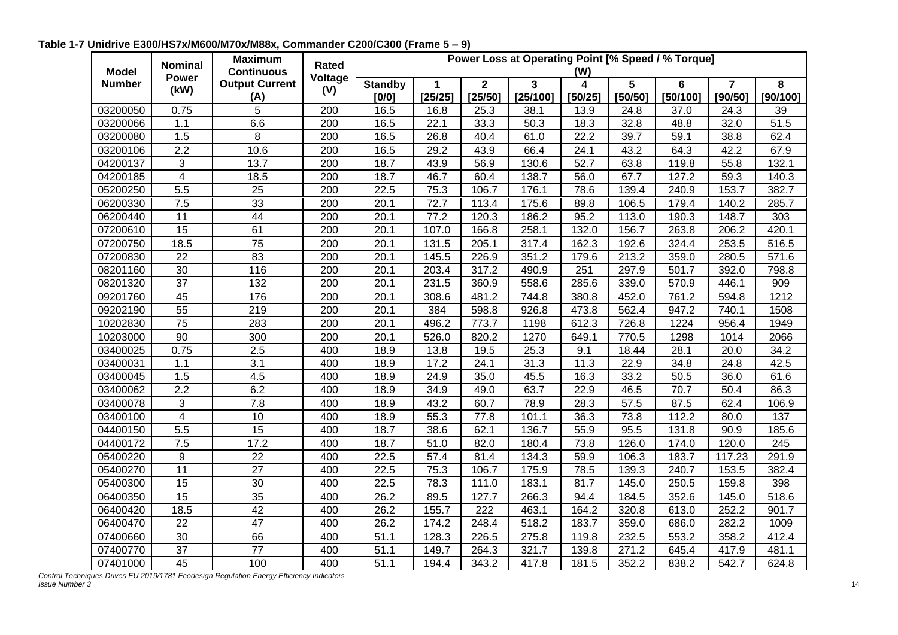**Table 1-7 Unidrive E300/HS7x/M600/M70x/M88x, Commander C200/C300 (Frame 5 – 9)**

| Model Number | Nominal Power (kW) | Maximum Continuous Output Current (A) | Rated Voltage (V) | Power Loss at Operating Point [% Speed / % Torque] (W) | | | | | | | | |
|---|---|---|---|---|---|---|---|---|---|---|---|---|
| | | | | Standby [0/0] | 1 [25/25] | 2 [25/50] | 3 [25/100] | 4 [50/25] | 5 [50/50] | 6 [50/100] | 7 [90/50] | 8 [90/100] |
| 03200050 | 0.75 | 5 | 200 | 16.5 | 16.8 | 25.3 | 38.1 | 13.9 | 24.8 | 37.0 | 24.3 | 39 |
| 03200066 | 1.1 | 6.6 | 200 | 16.5 | 22.1 | 33.3 | 50.3 | 18.3 | 32.8 | 48.8 | 32.0 | 51.5 |
| 03200080 | 1.5 | 8 | 200 | 16.5 | 26.8 | 40.4 | 61.0 | 22.2 | 39.7 | 59.1 | 38.8 | 62.4 |
| 03200106 | 2.2 | 10.6 | 200 | 16.5 | 29.2 | 43.9 | 66.4 | 24.1 | 43.2 | 64.3 | 42.2 | 67.9 |
| 04200137 | 3 | 13.7 | 200 | 18.7 | 43.9 | 56.9 | 130.6 | 52.7 | 63.8 | 119.8 | 55.8 | 132.1 |
| 04200185 | 4 | 18.5 | 200 | 18.7 | 46.7 | 60.4 | 138.7 | 56.0 | 67.7 | 127.2 | 59.3 | 140.3 |
| 05200250 | 5.5 | 25 | 200 | 22.5 | 75.3 | 106.7 | 176.1 | 78.6 | 139.4 | 240.9 | 153.7 | 382.7 |
| 06200330 | 7.5 | 33 | 200 | 20.1 | 72.7 | 113.4 | 175.6 | 89.8 | 106.5 | 179.4 | 140.2 | 285.7 |
| 06200440 | 11 | 44 | 200 | 20.1 | 77.2 | 120.3 | 186.2 | 95.2 | 113.0 | 190.3 | 148.7 | 303 |
| 07200610 | 15 | 61 | 200 | 20.1 | 107.0 | 166.8 | 258.1 | 132.0 | 156.7 | 263.8 | 206.2 | 420.1 |
| 07200750 | 18.5 | 75 | 200 | 20.1 | 131.5 | 205.1 | 317.4 | 162.3 | 192.6 | 324.4 | 253.5 | 516.5 |
| 07200830 | 22 | 83 | 200 | 20.1 | 145.5 | 226.9 | 351.2 | 179.6 | 213.2 | 359.0 | 280.5 | 571.6 |
| 08201160 | 30 | 116 | 200 | 20.1 | 203.4 | 317.2 | 490.9 | 251 | 297.9 | 501.7 | 392.0 | 798.8 |
| 08201320 | 37 | 132 | 200 | 20.1 | 231.5 | 360.9 | 558.6 | 285.6 | 339.0 | 570.9 | 446.1 | 909 |
| 09201760 | 45 | 176 | 200 | 20.1 | 308.6 | 481.2 | 744.8 | 380.8 | 452.0 | 761.2 | 594.8 | 1212 |
| 09202190 | 55 | 219 | 200 | 20.1 | 384 | 598.8 | 926.8 | 473.8 | 562.4 | 947.2 | 740.1 | 1508 |
| 10202830 | 75 | 283 | 200 | 20.1 | 496.2 | 773.7 | 1198 | 612.3 | 726.8 | 1224 | 956.4 | 1949 |
| 10203000 | 90 | 300 | 200 | 20.1 | 526.0 | 820.2 | 1270 | 649.1 | 770.5 | 1298 | 1014 | 2066 |
| 03400025 | 0.75 | 2.5 | 400 | 18.9 | 13.8 | 19.5 | 25.3 | 9.1 | 18.44 | 28.1 | 20.0 | 34.2 |
| 03400031 | 1.1 | 3.1 | 400 | 18.9 | 17.2 | 24.1 | 31.3 | 11.3 | 22.9 | 34.8 | 24.8 | 42.5 |
| 03400045 | 1.5 | 4.5 | 400 | 18.9 | 24.9 | 35.0 | 45.5 | 16.3 | 33.2 | 50.5 | 36.0 | 61.6 |
| 03400062 | 2.2 | 6.2 | 400 | 18.9 | 34.9 | 49.0 | 63.7 | 22.9 | 46.5 | 70.7 | 50.4 | 86.3 |
| 03400078 | 3 | 7.8 | 400 | 18.9 | 43.2 | 60.7 | 78.9 | 28.3 | 57.5 | 87.5 | 62.4 | 106.9 |
| 03400100 | 4 | 10 | 400 | 18.9 | 55.3 | 77.8 | 101.1 | 36.3 | 73.8 | 112.2 | 80.0 | 137 |
| 04400150 | 5.5 | 15 | 400 | 18.7 | 38.6 | 62.1 | 136.7 | 55.9 | 95.5 | 131.8 | 90.9 | 185.6 |
| 04400172 | 7.5 | 17.2 | 400 | 18.7 | 51.0 | 82.0 | 180.4 | 73.8 | 126.0 | 174.0 | 120.0 | 245 |
| 05400220 | 9 | 22 | 400 | 22.5 | 57.4 | 81.4 | 134.3 | 59.9 | 106.3 | 183.7 | 117.23 | 291.9 |
| 05400270 | 11 | 27 | 400 | 22.5 | 75.3 | 106.7 | 175.9 | 78.5 | 139.3 | 240.7 | 153.5 | 382.4 |
| 05400300 | 15 | 30 | 400 | 22.5 | 78.3 | 111.0 | 183.1 | 81.7 | 145.0 | 250.5 | 159.8 | 398 |
| 06400350 | 15 | 35 | 400 | 26.2 | 89.5 | 127.7 | 266.3 | 94.4 | 184.5 | 352.6 | 145.0 | 518.6 |
| 06400420 | 18.5 | 42 | 400 | 26.2 | 155.7 | 222 | 463.1 | 164.2 | 320.8 | 613.0 | 252.2 | 901.7 |
| 06400470 | 22 | 47 | 400 | 26.2 | 174.2 | 248.4 | 518.2 | 183.7 | 359.0 | 686.0 | 282.2 | 1009 |
| 07400660 | 30 | 66 | 400 | 51.1 | 128.3 | 226.5 | 275.8 | 119.8 | 232.5 | 553.2 | 358.2 | 412.4 |
| 07400770 | 37 | 77 | 400 | 51.1 | 149.7 | 264.3 | 321.7 | 139.8 | 271.2 | 645.4 | 417.9 | 481.1 |
| 07401000 | 45 | 100 | 400 | 51.1 | 194.4 | 343.2 | 417.8 | 181.5 | 352.2 | 838.2 | 542.7 | 624.8 |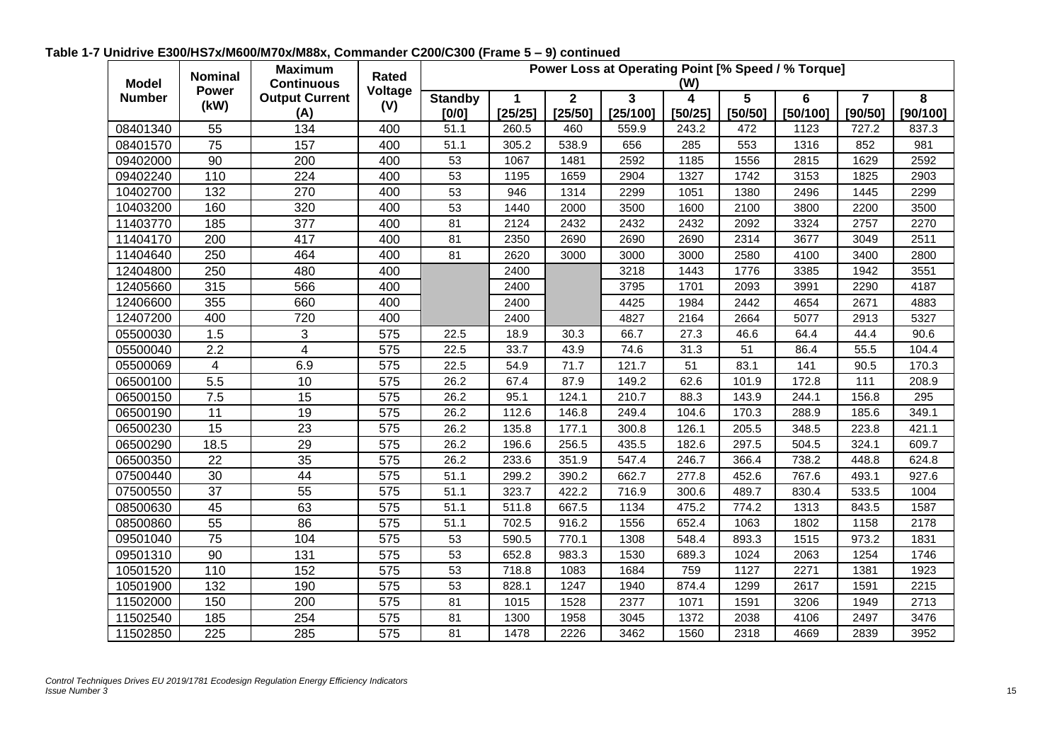**Table 1-7 Unidrive E300/HS7x/M600/M70x/M88x, Commander C200/C300 (Frame 5 – 9) continued**

| Model Number | Nominal Power (kW) | Maximum Continuous Output Current (A) | Rated Voltage (V) | Power Loss at Operating Point [% Speed / % Torque] (W) | | | | | | | | |
|---|---|---|---|---|---|---|---|---|---|---|---|---|
| | | | | Standby [0/0] | 1 [25/25] | 2 [25/50] | 3 [25/100] | 4 [50/25] | 5 [50/50] | 6 [50/100] | 7 [90/50] | 8 [90/100] |
| 08401340 | 55 | 134 | 400 | 51.1 | 260.5 | 460 | 559.9 | 243.2 | 472 | 1123 | 727.2 | 837.3 |
| 08401570 | 75 | 157 | 400 | 51.1 | 305.2 | 538.9 | 656 | 285 | 553 | 1316 | 852 | 981 |
| 09402000 | 90 | 200 | 400 | 53 | 1067 | 1481 | 2592 | 1185 | 1556 | 2815 | 1629 | 2592 |
| 09402240 | 110 | 224 | 400 | 53 | 1195 | 1659 | 2904 | 1327 | 1742 | 3153 | 1825 | 2903 |
| 10402700 | 132 | 270 | 400 | 53 | 946 | 1314 | 2299 | 1051 | 1380 | 2496 | 1445 | 2299 |
| 10403200 | 160 | 320 | 400 | 53 | 1440 | 2000 | 3500 | 1600 | 2100 | 3800 | 2200 | 3500 |
| 11403770 | 185 | 377 | 400 | 81 | 2124 | 2432 | 2432 | 2432 | 2092 | 3324 | 2757 | 2270 |
| 11404170 | 200 | 417 | 400 | 81 | 2350 | 2690 | 2690 | 2690 | 2314 | 3677 | 3049 | 2511 |
| 11404640 | 250 | 464 | 400 | 81 | 2620 | 3000 | 3000 | 3000 | 2580 | 4100 | 3400 | 2800 |
| 12404800 | 250 | 480 | 400 | | 2400 | | 3218 | 1443 | 1776 | 3385 | 1942 | 3551 |
| 12405660 | 315 | 566 | 400 | | 2400 | | 3795 | 1701 | 2093 | 3991 | 2290 | 4187 |
| 12406600 | 355 | 660 | 400 | | 2400 | | 4425 | 1984 | 2442 | 4654 | 2671 | 4883 |
| 12407200 | 400 | 720 | 400 | | 2400 | | 4827 | 2164 | 2664 | 5077 | 2913 | 5327 |
| 05500030 | 1.5 | 3 | 575 | 22.5 | 18.9 | 30.3 | 66.7 | 27.3 | 46.6 | 64.4 | 44.4 | 90.6 |
| 05500040 | 2.2 | 4 | 575 | 22.5 | 33.7 | 43.9 | 74.6 | 31.3 | 51 | 86.4 | 55.5 | 104.4 |
| 05500069 | 4 | 6.9 | 575 | 22.5 | 54.9 | 71.7 | 121.7 | 51 | 83.1 | 141 | 90.5 | 170.3 |
| 06500100 | 5.5 | 10 | 575 | 26.2 | 67.4 | 87.9 | 149.2 | 62.6 | 101.9 | 172.8 | 111 | 208.9 |
| 06500150 | 7.5 | 15 | 575 | 26.2 | 95.1 | 124.1 | 210.7 | 88.3 | 143.9 | 244.1 | 156.8 | 295 |
| 06500190 | 11 | 19 | 575 | 26.2 | 112.6 | 146.8 | 249.4 | 104.6 | 170.3 | 288.9 | 185.6 | 349.1 |
| 06500230 | 15 | 23 | 575 | 26.2 | 135.8 | 177.1 | 300.8 | 126.1 | 205.5 | 348.5 | 223.8 | 421.1 |
| 06500290 | 18.5 | 29 | 575 | 26.2 | 196.6 | 256.5 | 435.5 | 182.6 | 297.5 | 504.5 | 324.1 | 609.7 |
| 06500350 | 22 | 35 | 575 | 26.2 | 233.6 | 351.9 | 547.4 | 246.7 | 366.4 | 738.2 | 448.8 | 624.8 |
| 07500440 | 30 | 44 | 575 | 51.1 | 299.2 | 390.2 | 662.7 | 277.8 | 452.6 | 767.6 | 493.1 | 927.6 |
| 07500550 | 37 | 55 | 575 | 51.1 | 323.7 | 422.2 | 716.9 | 300.6 | 489.7 | 830.4 | 533.5 | 1004 |
| 08500630 | 45 | 63 | 575 | 51.1 | 511.8 | 667.5 | 1134 | 475.2 | 774.2 | 1313 | 843.5 | 1587 |
| 08500860 | 55 | 86 | 575 | 51.1 | 702.5 | 916.2 | 1556 | 652.4 | 1063 | 1802 | 1158 | 2178 |
| 09501040 | 75 | 104 | 575 | 53 | 590.5 | 770.1 | 1308 | 548.4 | 893.3 | 1515 | 973.2 | 1831 |
| 09501310 | 90 | 131 | 575 | 53 | 652.8 | 983.3 | 1530 | 689.3 | 1024 | 2063 | 1254 | 1746 |
| 10501520 | 110 | 152 | 575 | 53 | 718.8 | 1083 | 1684 | 759 | 1127 | 2271 | 1381 | 1923 |
| 10501900 | 132 | 190 | 575 | 53 | 828.1 | 1247 | 1940 | 874.4 | 1299 | 2617 | 1591 | 2215 |
| 11502000 | 150 | 200 | 575 | 81 | 1015 | 1528 | 2377 | 1071 | 1591 | 3206 | 1949 | 2713 |
| 11502540 | 185 | 254 | 575 | 81 | 1300 | 1958 | 3045 | 1372 | 2038 | 4106 | 2497 | 3476 |
| 11502850 | 225 | 285 | 575 | 81 | 1478 | 2226 | 3462 | 1560 | 2318 | 4669 | 2839 | 3952 |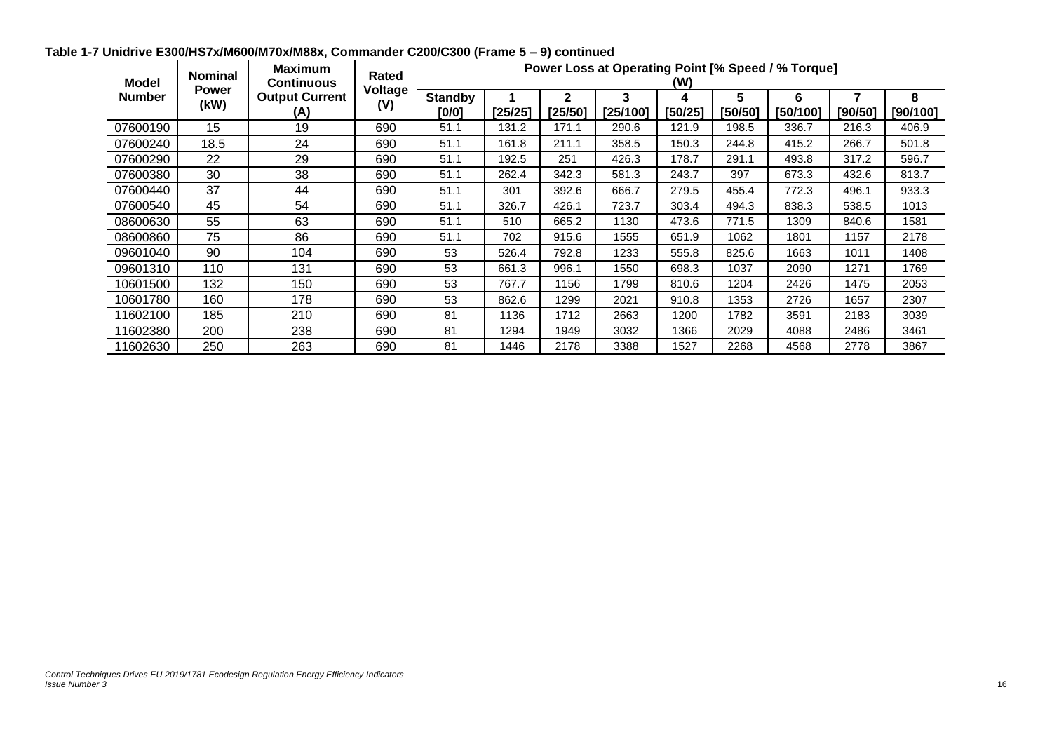**Table 1-7 Unidrive E300/HS7x/M600/M70x/M88x, Commander C200/C300 (Frame 5 – 9) continued**

| Model Number | Nominal Power (kW) | Maximum Continuous Output Current (A) | Rated Voltage (V) | Power Loss at Operating Point [% Speed / % Torque] (W) | | | | | | | | |
|---|---|---|---|---|---|---|---|---|---|---|---|---|
| | | | | Standby [0/0] | 1 [25/25] | 2 [25/50] | 3 [25/100] | 4 [50/25] | 5 [50/50] | 6 [50/100] | 7 [90/50] | 8 [90/100] |
| 07600190 | 15 | 19 | 690 | 51.1 | 131.2 | 171.1 | 290.6 | 121.9 | 198.5 | 336.7 | 216.3 | 406.9 |
| 07600240 | 18.5 | 24 | 690 | 51.1 | 161.8 | 211.1 | 358.5 | 150.3 | 244.8 | 415.2 | 266.7 | 501.8 |
| 07600290 | 22 | 29 | 690 | 51.1 | 192.5 | 251 | 426.3 | 178.7 | 291.1 | 493.8 | 317.2 | 596.7 |
| 07600380 | 30 | 38 | 690 | 51.1 | 262.4 | 342.3 | 581.3 | 243.7 | 397 | 673.3 | 432.6 | 813.7 |
| 07600440 | 37 | 44 | 690 | 51.1 | 301 | 392.6 | 666.7 | 279.5 | 455.4 | 772.3 | 496.1 | 933.3 |
| 07600540 | 45 | 54 | 690 | 51.1 | 326.7 | 426.1 | 723.7 | 303.4 | 494.3 | 838.3 | 538.5 | 1013 |
| 08600630 | 55 | 63 | 690 | 51.1 | 510 | 665.2 | 1130 | 473.6 | 771.5 | 1309 | 840.6 | 1581 |
| 08600860 | 75 | 86 | 690 | 51.1 | 702 | 915.6 | 1555 | 651.9 | 1062 | 1801 | 1157 | 2178 |
| 09601040 | 90 | 104 | 690 | 53 | 526.4 | 792.8 | 1233 | 555.8 | 825.6 | 1663 | 1011 | 1408 |
| 09601310 | 110 | 131 | 690 | 53 | 661.3 | 996.1 | 1550 | 698.3 | 1037 | 2090 | 1271 | 1769 |
| 10601500 | 132 | 150 | 690 | 53 | 767.7 | 1156 | 1799 | 810.6 | 1204 | 2426 | 1475 | 2053 |
| 10601780 | 160 | 178 | 690 | 53 | 862.6 | 1299 | 2021 | 910.8 | 1353 | 2726 | 1657 | 2307 |
| 11602100 | 185 | 210 | 690 | 81 | 1136 | 1712 | 2663 | 1200 | 1782 | 3591 | 2183 | 3039 |
| 11602380 | 200 | 238 | 690 | 81 | 1294 | 1949 | 3032 | 1366 | 2029 | 4088 | 2486 | 3461 |
| 11602630 | 250 | 263 | 690 | 81 | 1446 | 2178 | 3388 | 1527 | 2268 | 4568 | 2778 | 3867 |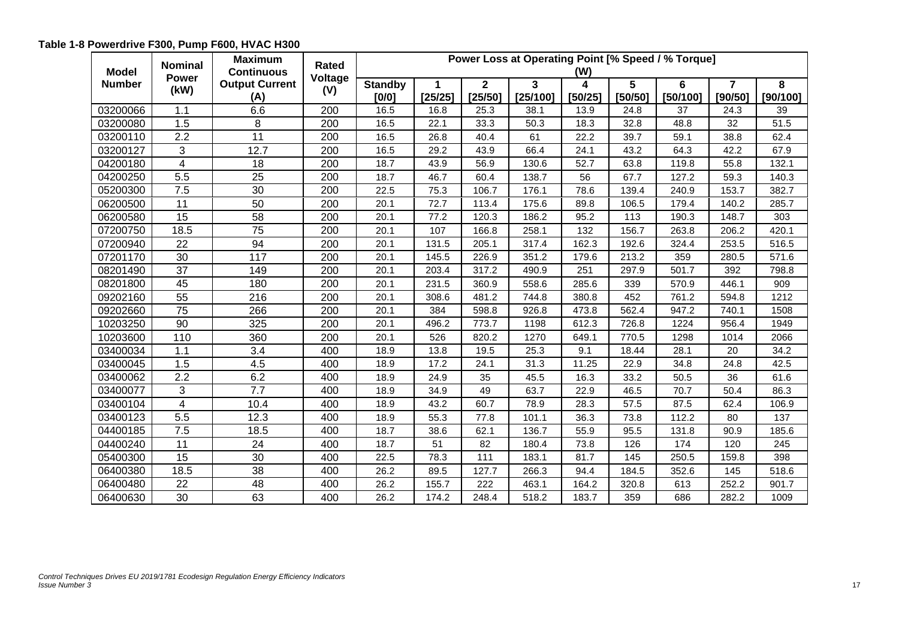**Table 1-8 Powerdrive F300, Pump F600, HVAC H300**

| Model Number | Nominal Power (kW) | Maximum Continuous Output Current (A) | Rated Voltage (V) | Power Loss at Operating Point [% Speed / % Torque] (W) | | | | | | | | |
|---|---|---|---|---|---|---|---|---|---|---|---|---|
| | | | | Standby [0/0] | 1 [25/25] | 2 [25/50] | 3 [25/100] | 4 [50/25] | 5 [50/50] | 6 [50/100] | 7 [90/50] | 8 [90/100] |
| 03200066 | 1.1 | 6.6 | 200 | 16.5 | 16.8 | 25.3 | 38.1 | 13.9 | 24.8 | 37 | 24.3 | 39 |
| 03200080 | 1.5 | 8 | 200 | 16.5 | 22.1 | 33.3 | 50.3 | 18.3 | 32.8 | 48.8 | 32 | 51.5 |
| 03200110 | 2.2 | 11 | 200 | 16.5 | 26.8 | 40.4 | 61 | 22.2 | 39.7 | 59.1 | 38.8 | 62.4 |
| 03200127 | 3 | 12.7 | 200 | 16.5 | 29.2 | 43.9 | 66.4 | 24.1 | 43.2 | 64.3 | 42.2 | 67.9 |
| 04200180 | 4 | 18 | 200 | 18.7 | 43.9 | 56.9 | 130.6 | 52.7 | 63.8 | 119.8 | 55.8 | 132.1 |
| 04200250 | 5.5 | 25 | 200 | 18.7 | 46.7 | 60.4 | 138.7 | 56 | 67.7 | 127.2 | 59.3 | 140.3 |
| 05200300 | 7.5 | 30 | 200 | 22.5 | 75.3 | 106.7 | 176.1 | 78.6 | 139.4 | 240.9 | 153.7 | 382.7 |
| 06200500 | 11 | 50 | 200 | 20.1 | 72.7 | 113.4 | 175.6 | 89.8 | 106.5 | 179.4 | 140.2 | 285.7 |
| 06200580 | 15 | 58 | 200 | 20.1 | 77.2 | 120.3 | 186.2 | 95.2 | 113 | 190.3 | 148.7 | 303 |
| 07200750 | 18.5 | 75 | 200 | 20.1 | 107 | 166.8 | 258.1 | 132 | 156.7 | 263.8 | 206.2 | 420.1 |
| 07200940 | 22 | 94 | 200 | 20.1 | 131.5 | 205.1 | 317.4 | 162.3 | 192.6 | 324.4 | 253.5 | 516.5 |
| 07201170 | 30 | 117 | 200 | 20.1 | 145.5 | 226.9 | 351.2 | 179.6 | 213.2 | 359 | 280.5 | 571.6 |
| 08201490 | 37 | 149 | 200 | 20.1 | 203.4 | 317.2 | 490.9 | 251 | 297.9 | 501.7 | 392 | 798.8 |
| 08201800 | 45 | 180 | 200 | 20.1 | 231.5 | 360.9 | 558.6 | 285.6 | 339 | 570.9 | 446.1 | 909 |
| 09202160 | 55 | 216 | 200 | 20.1 | 308.6 | 481.2 | 744.8 | 380.8 | 452 | 761.2 | 594.8 | 1212 |
| 09202660 | 75 | 266 | 200 | 20.1 | 384 | 598.8 | 926.8 | 473.8 | 562.4 | 947.2 | 740.1 | 1508 |
| 10203250 | 90 | 325 | 200 | 20.1 | 496.2 | 773.7 | 1198 | 612.3 | 726.8 | 1224 | 956.4 | 1949 |
| 10203600 | 110 | 360 | 200 | 20.1 | 526 | 820.2 | 1270 | 649.1 | 770.5 | 1298 | 1014 | 2066 |
| 03400034 | 1.1 | 3.4 | 400 | 18.9 | 13.8 | 19.5 | 25.3 | 9.1 | 18.44 | 28.1 | 20 | 34.2 |
| 03400045 | 1.5 | 4.5 | 400 | 18.9 | 17.2 | 24.1 | 31.3 | 11.25 | 22.9 | 34.8 | 24.8 | 42.5 |
| 03400062 | 2.2 | 6.2 | 400 | 18.9 | 24.9 | 35 | 45.5 | 16.3 | 33.2 | 50.5 | 36 | 61.6 |
| 03400077 | 3 | 7.7 | 400 | 18.9 | 34.9 | 49 | 63.7 | 22.9 | 46.5 | 70.7 | 50.4 | 86.3 |
| 03400104 | 4 | 10.4 | 400 | 18.9 | 43.2 | 60.7 | 78.9 | 28.3 | 57.5 | 87.5 | 62.4 | 106.9 |
| 03400123 | 5.5 | 12.3 | 400 | 18.9 | 55.3 | 77.8 | 101.1 | 36.3 | 73.8 | 112.2 | 80 | 137 |
| 04400185 | 7.5 | 18.5 | 400 | 18.7 | 38.6 | 62.1 | 136.7 | 55.9 | 95.5 | 131.8 | 90.9 | 185.6 |
| 04400240 | 11 | 24 | 400 | 18.7 | 51 | 82 | 180.4 | 73.8 | 126 | 174 | 120 | 245 |
| 05400300 | 15 | 30 | 400 | 22.5 | 78.3 | 111 | 183.1 | 81.7 | 145 | 250.5 | 159.8 | 398 |
| 06400380 | 18.5 | 38 | 400 | 26.2 | 89.5 | 127.7 | 266.3 | 94.4 | 184.5 | 352.6 | 145 | 518.6 |
| 06400480 | 22 | 48 | 400 | 26.2 | 155.7 | 222 | 463.1 | 164.2 | 320.8 | 613 | 252.2 | 901.7 |
| 06400630 | 30 | 63 | 400 | 26.2 | 174.2 | 248.4 | 518.2 | 183.7 | 359 | 686 | 282.2 | 1009 |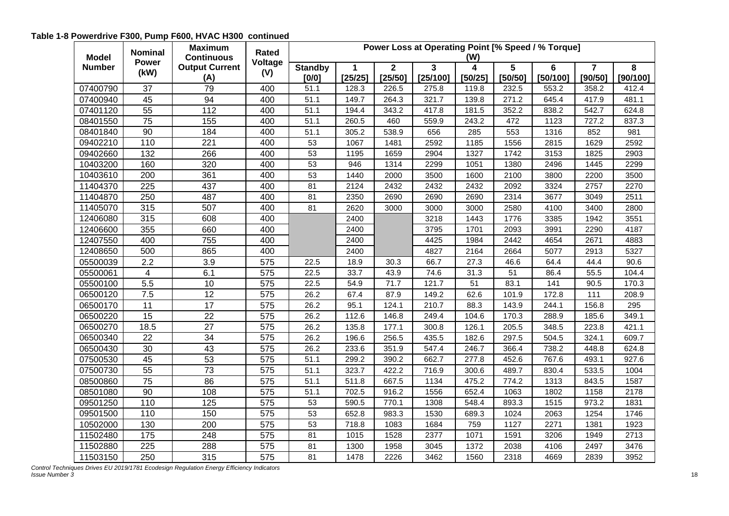**Table 1-8 Powerdrive F300, Pump F600, HVAC H300 continued**

| Model Number | Nominal Power (kW) | Maximum Continuous Output Current (A) | Rated Voltage (V) | Power Loss at Operating Point [% Speed / % Torque] (W) | | | | | | | | |
|---|---|---|---|---|---|---|---|---|---|---|---|---|
| | | | | Standby [0/0] | 1 [25/25] | 2 [25/50] | 3 [25/100] | 4 [50/25] | 5 [50/50] | 6 [50/100] | 7 [90/50] | 8 [90/100] |
| 07400790 | 37 | 79 | 400 | 51.1 | 128.3 | 226.5 | 275.8 | 119.8 | 232.5 | 553.2 | 358.2 | 412.4 |
| 07400940 | 45 | 94 | 400 | 51.1 | 149.7 | 264.3 | 321.7 | 139.8 | 271.2 | 645.4 | 417.9 | 481.1 |
| 07401120 | 55 | 112 | 400 | 51.1 | 194.4 | 343.2 | 417.8 | 181.5 | 352.2 | 838.2 | 542.7 | 624.8 |
| 08401550 | 75 | 155 | 400 | 51.1 | 260.5 | 460 | 559.9 | 243.2 | 472 | 1123 | 727.2 | 837.3 |
| 08401840 | 90 | 184 | 400 | 51.1 | 305.2 | 538.9 | 656 | 285 | 553 | 1316 | 852 | 981 |
| 09402210 | 110 | 221 | 400 | 53 | 1067 | 1481 | 2592 | 1185 | 1556 | 2815 | 1629 | 2592 |
| 09402660 | 132 | 266 | 400 | 53 | 1195 | 1659 | 2904 | 1327 | 1742 | 3153 | 1825 | 2903 |
| 10403200 | 160 | 320 | 400 | 53 | 946 | 1314 | 2299 | 1051 | 1380 | 2496 | 1445 | 2299 |
| 10403610 | 200 | 361 | 400 | 53 | 1440 | 2000 | 3500 | 1600 | 2100 | 3800 | 2200 | 3500 |
| 11404370 | 225 | 437 | 400 | 81 | 2124 | 2432 | 2432 | 2432 | 2092 | 3324 | 2757 | 2270 |
| 11404870 | 250 | 487 | 400 | 81 | 2350 | 2690 | 2690 | 2690 | 2314 | 3677 | 3049 | 2511 |
| 11405070 | 315 | 507 | 400 | 81 | 2620 | 3000 | 3000 | 3000 | 2580 | 4100 | 3400 | 2800 |
| 12406080 | 315 | 608 | 400 | | 2400 | | 3218 | 1443 | 1776 | 3385 | 1942 | 3551 |
| 12406600 | 355 | 660 | 400 | | 2400 | | 3795 | 1701 | 2093 | 3991 | 2290 | 4187 |
| 12407550 | 400 | 755 | 400 | | 2400 | | 4425 | 1984 | 2442 | 4654 | 2671 | 4883 |
| 12408650 | 500 | 865 | 400 | | 2400 | | 4827 | 2164 | 2664 | 5077 | 2913 | 5327 |
| 05500039 | 2.2 | 3.9 | 575 | 22.5 | 18.9 | 30.3 | 66.7 | 27.3 | 46.6 | 64.4 | 44.4 | 90.6 |
| 05500061 | 4 | 6.1 | 575 | 22.5 | 33.7 | 43.9 | 74.6 | 31.3 | 51 | 86.4 | 55.5 | 104.4 |
| 05500100 | 5.5 | 10 | 575 | 22.5 | 54.9 | 71.7 | 121.7 | 51 | 83.1 | 141 | 90.5 | 170.3 |
| 06500120 | 7.5 | 12 | 575 | 26.2 | 67.4 | 87.9 | 149.2 | 62.6 | 101.9 | 172.8 | 111 | 208.9 |
| 06500170 | 11 | 17 | 575 | 26.2 | 95.1 | 124.1 | 210.7 | 88.3 | 143.9 | 244.1 | 156.8 | 295 |
| 06500220 | 15 | 22 | 575 | 26.2 | 112.6 | 146.8 | 249.4 | 104.6 | 170.3 | 288.9 | 185.6 | 349.1 |
| 06500270 | 18.5 | 27 | 575 | 26.2 | 135.8 | 177.1 | 300.8 | 126.1 | 205.5 | 348.5 | 223.8 | 421.1 |
| 06500340 | 22 | 34 | 575 | 26.2 | 196.6 | 256.5 | 435.5 | 182.6 | 297.5 | 504.5 | 324.1 | 609.7 |
| 06500430 | 30 | 43 | 575 | 26.2 | 233.6 | 351.9 | 547.4 | 246.7 | 366.4 | 738.2 | 448.8 | 624.8 |
| 07500530 | 45 | 53 | 575 | 51.1 | 299.2 | 390.2 | 662.7 | 277.8 | 452.6 | 767.6 | 493.1 | 927.6 |
| 07500730 | 55 | 73 | 575 | 51.1 | 323.7 | 422.2 | 716.9 | 300.6 | 489.7 | 830.4 | 533.5 | 1004 |
| 08500860 | 75 | 86 | 575 | 51.1 | 511.8 | 667.5 | 1134 | 475.2 | 774.2 | 1313 | 843.5 | 1587 |
| 08501080 | 90 | 108 | 575 | 51.1 | 702.5 | 916.2 | 1556 | 652.4 | 1063 | 1802 | 1158 | 2178 |
| 09501250 | 110 | 125 | 575 | 53 | 590.5 | 770.1 | 1308 | 548.4 | 893.3 | 1515 | 973.2 | 1831 |
| 09501500 | 110 | 150 | 575 | 53 | 652.8 | 983.3 | 1530 | 689.3 | 1024 | 2063 | 1254 | 1746 |
| 10502000 | 130 | 200 | 575 | 53 | 718.8 | 1083 | 1684 | 759 | 1127 | 2271 | 1381 | 1923 |
| 11502480 | 175 | 248 | 575 | 81 | 1015 | 1528 | 2377 | 1071 | 1591 | 3206 | 1949 | 2713 |
| 11502880 | 225 | 288 | 575 | 81 | 1300 | 1958 | 3045 | 1372 | 2038 | 4106 | 2497 | 3476 |
| 11503150 | 250 | 315 | 575 | 81 | 1478 | 2226 | 3462 | 1560 | 2318 | 4669 | 2839 | 3952 |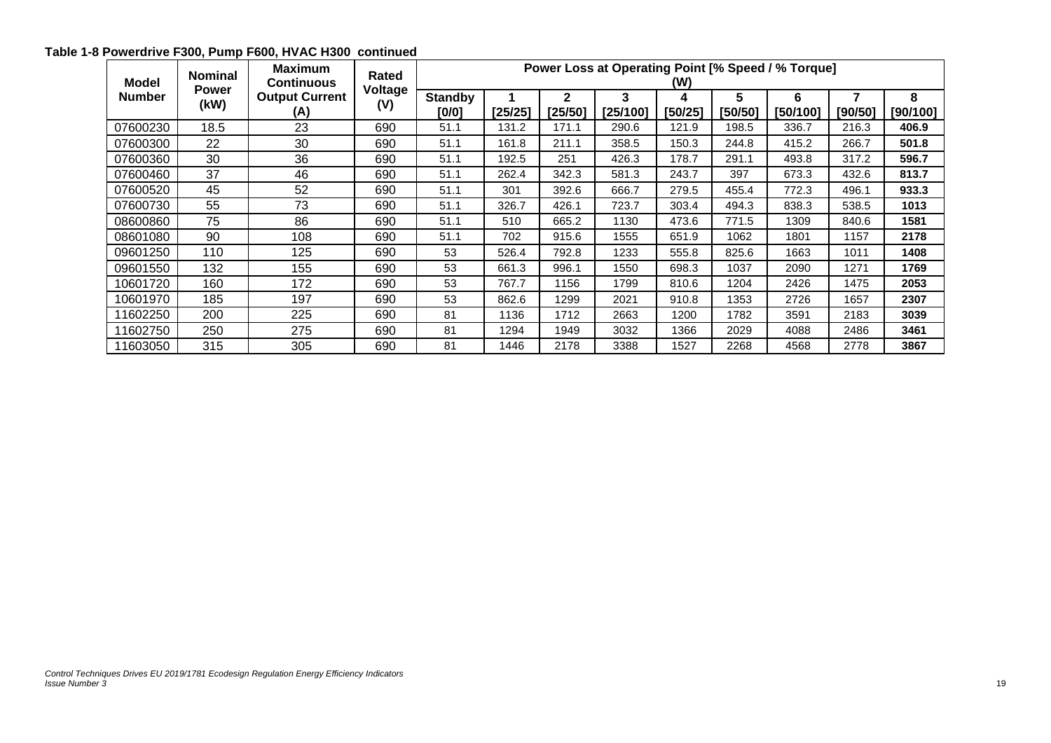**Table 1-8 Powerdrive F300, Pump F600, HVAC H300 continued**

| Model Number | Nominal Power (kW) | Maximum Continuous Output Current (A) | Rated Voltage (V) | Power Loss at Operating Point [% Speed / % Torque] (W) | | | | | | | | |
|---|---|---|---|---|---|---|---|---|---|---|---|---|
| | | | | Standby [0/0] | 1 [25/25] | 2 [25/50] | 3 [25/100] | 4 [50/25] | 5 [50/50] | 6 [50/100] | 7 [90/50] | 8 [90/100] |
| 07600230 | 18.5 | 23 | 690 | 51.1 | 131.2 | 171.1 | 290.6 | 121.9 | 198.5 | 336.7 | 216.3 | **406.9** |
| 07600300 | 22 | 30 | 690 | 51.1 | 161.8 | 211.1 | 358.5 | 150.3 | 244.8 | 415.2 | 266.7 | **501.8** |
| 07600360 | 30 | 36 | 690 | 51.1 | 192.5 | 251 | 426.3 | 178.7 | 291.1 | 493.8 | 317.2 | **596.7** |
| 07600460 | 37 | 46 | 690 | 51.1 | 262.4 | 342.3 | 581.3 | 243.7 | 397 | 673.3 | 432.6 | **813.7** |
| 07600520 | 45 | 52 | 690 | 51.1 | 301 | 392.6 | 666.7 | 279.5 | 455.4 | 772.3 | 496.1 | **933.3** |
| 07600730 | 55 | 73 | 690 | 51.1 | 326.7 | 426.1 | 723.7 | 303.4 | 494.3 | 838.3 | 538.5 | **1013** |
| 08600860 | 75 | 86 | 690 | 51.1 | 510 | 665.2 | 1130 | 473.6 | 771.5 | 1309 | 840.6 | **1581** |
| 08601080 | 90 | 108 | 690 | 51.1 | 702 | 915.6 | 1555 | 651.9 | 1062 | 1801 | 1157 | **2178** |
| 09601250 | 110 | 125 | 690 | 53 | 526.4 | 792.8 | 1233 | 555.8 | 825.6 | 1663 | 1011 | **1408** |
| 09601550 | 132 | 155 | 690 | 53 | 661.3 | 996.1 | 1550 | 698.3 | 1037 | 2090 | 1271 | **1769** |
| 10601720 | 160 | 172 | 690 | 53 | 767.7 | 1156 | 1799 | 810.6 | 1204 | 2426 | 1475 | **2053** |
| 10601970 | 185 | 197 | 690 | 53 | 862.6 | 1299 | 2021 | 910.8 | 1353 | 2726 | 1657 | **2307** |
| 11602250 | 200 | 225 | 690 | 81 | 1136 | 1712 | 2663 | 1200 | 1782 | 3591 | 2183 | **3039** |
| 11602750 | 250 | 275 | 690 | 81 | 1294 | 1949 | 3032 | 1366 | 2029 | 4088 | 2486 | **3461** |
| 11603050 | 315 | 305 | 690 | 81 | 1446 | 2178 | 3388 | 1527 | 2268 | 4568 | 2778 | **3867** |